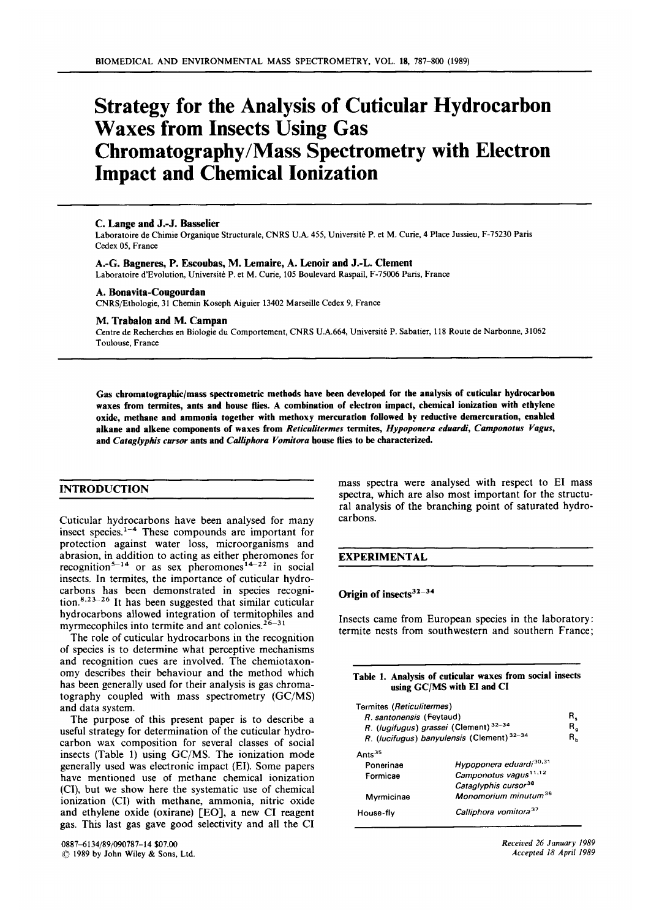# Strategy for the Analysis of Cuticular Hydrocarbon Waxes from Insects Using Gas Chromatography/Mass Spectrometry with Electron Impact and Chemical Ionization

**C. Lange and J.-J. Basselier**
Laboratoire de Chimie Organique Structurale, CNRS U.A. 455, Université P. et M. Curie, 4 Place Jussieu, F-75230 Paris Cedex 05, France

**A.-G. Bagneres, P. Escoubas, M. Lemaire, A. Lenoir and J.-L. Clement**
Laboratoire d'Evolution, Université P. et M. Curie, 105 Boulevard Raspail, F-75006 Paris, France

**A. Bonavita-Cougourdan**
CNRS/Ethologie, 31 Chemin Koseph Aiguier 13402 Marseille Cedex 9, France

**M. Trabalon and M. Campan**
Centre de Recherches en Biologie du Comportement, CNRS U.A.664, Université P. Sabatier, 118 Route de Narbonne, 31062 Toulouse, France

**Gas chromatographic/mass spectrometric methods have been developed for the analysis of cuticular hydrocarbon waxes from termites, ants and house flies. A combination of electron impact, chemical ionization with ethylene oxide, methane and ammonia together with methoxy mercuration followed by reductive demercuration, enabled alkane and alkene components of waxes from *Reticulitermes* termites, *Hypoponera eduardi*, *Camponotus Vagus*, and *Cataglyphis cursor* ants and *Calliphora Vomitora* house flies to be characterized.**

## INTRODUCTION

Cuticular hydrocarbons have been analysed for many insect species.[1–4] These compounds are important for protection against water loss, microorganisms and abrasion, in addition to acting as either pheromones for recognition[5–14] or as sex pheromones[14–22] in social insects. In termites, the importance of cuticular hydrocarbons has been demonstrated in species recognition.[8,23–26] It has been suggested that similar cuticular hydrocarbons allowed integration of termitophiles and myrmecophiles into termite and ant colonies.[26–31]

The role of cuticular hydrocarbons in the recognition of species is to determine what perceptive mechanisms and recognition cues are involved. The chemiotaxonomy describes their behaviour and the method which has been generally used for their analysis is gas chromatography coupled with mass spectrometry (GC/MS) and data system.

The purpose of this present paper is to describe a useful strategy for determination of the cuticular hydrocarbon wax composition for several classes of social insects (Table 1) using GC/MS. The ionization mode generally used was electronic impact (EI). Some papers have mentioned use of methane chemical ionization (CI), but we show here the systematic use of chemical ionization (CI) with methane, ammonia, nitric oxide and ethylene oxide (oxirane) [EO], a new CI reagent gas. This last gas gave good selectivity and all the CI mass spectra were analysed with respect to EI mass spectra, which are also most important for the structural analysis of the branching point of saturated hydrocarbons.

## EXPERIMENTAL

### Origin of insects[32–34]

Insects came from European species in the laboratory: termite nests from southwestern and southern France;

**Table 1. Analysis of cuticular waxes from social insects using GC/MS with EI and CI**

| | | |
|---|---|---|
| Termites (*Reticulitermes*) | | |
| *R. santonensis* (Feytaud) | | $R_s$ |
| *R. (lugifugus) grassei* (Clement)[32–34] | | $R_g$ |
| *R. (lucifugus) banyulensis* (Clement)[32–34] | | $R_b$ |
| Ants[35] | | |
| Ponerinae | *Hypoponera eduardi*[30,31] | |
| Formicae | *Camponotus vagus*[11,12] | |
| | *Cataglyphis cursor*[36] | |
| Myrmicinae | *Monomorium minutum*[36] | |
| House-fly | *Calliphora vomitora*[37] | |

0887-6134/89/090787-14 $07.00
© 1989 by John Wiley & Sons, Ltd.

*Received 26 January 1989*
*Accepted 18 April 1989*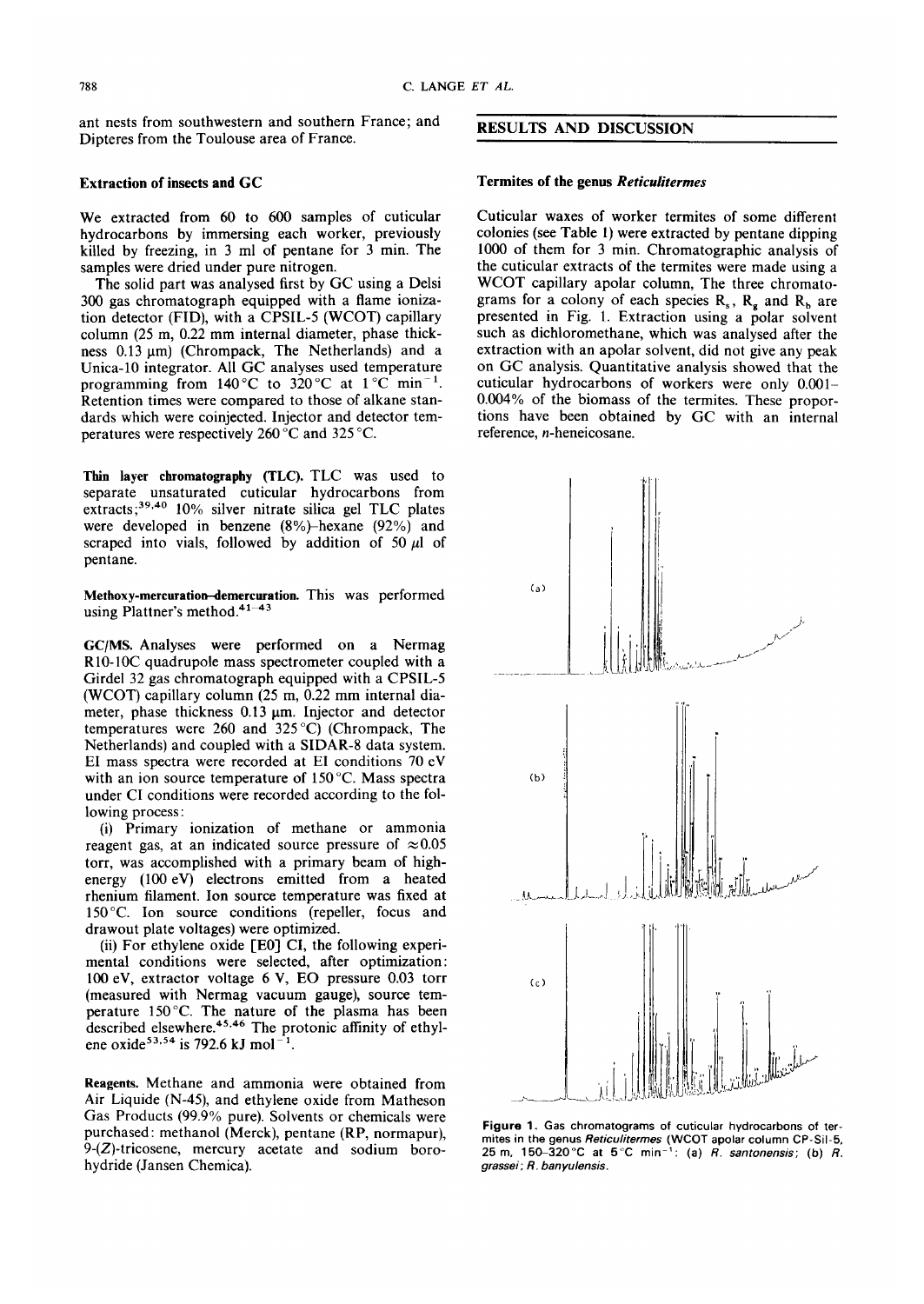ant nests from southwestern and southern France; and Dipteres from the Toulouse area of France.

### Extraction of insects and GC

We extracted from 60 to 600 samples of cuticular hydrocarbons by immersing each worker, previously killed by freezing, in 3 ml of pentane for 3 min. The samples were dried under pure nitrogen.

The solid part was analysed first by GC using a Delsi 300 gas chromatograph equipped with a flame ionization detector (FID), with a CPSIL-5 (WCOT) capillary column (25 m, 0.22 mm internal diameter, phase thickness 0.13 μm) (Chrompack, The Netherlands) and a Unica-10 integrator. All GC analyses used temperature programming from 140 °C to 320 °C at 1 °C min$^{-1}$. Retention times were compared to those of alkane standards which were coinjected. Injector and detector temperatures were respectively 260 °C and 325 °C.

**Thin layer chromatography (TLC).** TLC was used to separate unsaturated cuticular hydrocarbons from extracts;[39,40] 10% silver nitrate silica gel TLC plates were developed in benzene (8%)–hexane (92%) and scraped into vials, followed by addition of 50 μl of pentane.

**Methoxy-mercuration–demercuration.** This was performed using Plattner's method.[41–43]

**GC/MS.** Analyses were performed on a Nermag R10-10C quadrupole mass spectrometer coupled with a Girdel 32 gas chromatograph equipped with a CPSIL-5 (WCOT) capillary column (25 m, 0.22 mm internal diameter, phase thickness 0.13 μm. Injector and detector temperatures were 260 and 325 °C) (Chrompack, The Netherlands) and coupled with a SIDAR-8 data system. EI mass spectra were recorded at EI conditions 70 eV with an ion source temperature of 150 °C. Mass spectra under CI conditions were recorded according to the following process:

(i) Primary ionization of methane or ammonia reagent gas, at an indicated source pressure of ≈0.05 torr, was accomplished with a primary beam of high-energy (100 eV) electrons emitted from a heated rhenium filament. Ion source temperature was fixed at 150 °C. Ion source conditions (repeller, focus and drawout plate voltages) were optimized.

(ii) For ethylene oxide [EO] CI, the following experimental conditions were selected, after optimization: 100 eV, extractor voltage 6 V, EO pressure 0.03 torr (measured with Nermag vacuum gauge), source temperature 150 °C. The nature of the plasma has been described elsewhere.[45,46] The protonic affinity of ethylene oxide[53,54] is 792.6 kJ mol$^{-1}$.

**Reagents.** Methane and ammonia were obtained from Air Liquide (N-45), and ethylene oxide from Matheson Gas Products (99.9% pure). Solvents or chemicals were purchased: methanol (Merck), pentane (RP, normapur), 9-(*Z*)-tricosene, mercury acetate and sodium borohydride (Jansen Chemica).

## RESULTS AND DISCUSSION

### Termites of the genus *Reticulitermes*

Cuticular waxes of worker termites of some different colonies (see Table 1) were extracted by pentane dipping 1000 of them for 3 min. Chromatographic analysis of the cuticular extracts of the termites were made using a WCOT capillary apolar column, The three chromatograms for a colony of each species $R_s$, $R_g$ and $R_b$ are presented in Fig. 1. Extraction using a polar solvent such as dichloromethane, which was analysed after the extraction with an apolar solvent, did not give any peak on GC analysis. Quantitative analysis showed that the cuticular hydrocarbons of workers were only 0.001–0.004% of the biomass of the termites. These proportions have been obtained by GC with an internal reference, *n*-heneicosane.

**Figure 1.** Gas chromatograms of cuticular hydrocarbons of termites in the genus *Reticulitermes* (WCOT apolar column CP-Sil-5, 25 m, 150–320 °C at 5 °C min$^{-1}$: (a) *R. santonensis*; (b) *R. grassei*; *R. banyulensis*.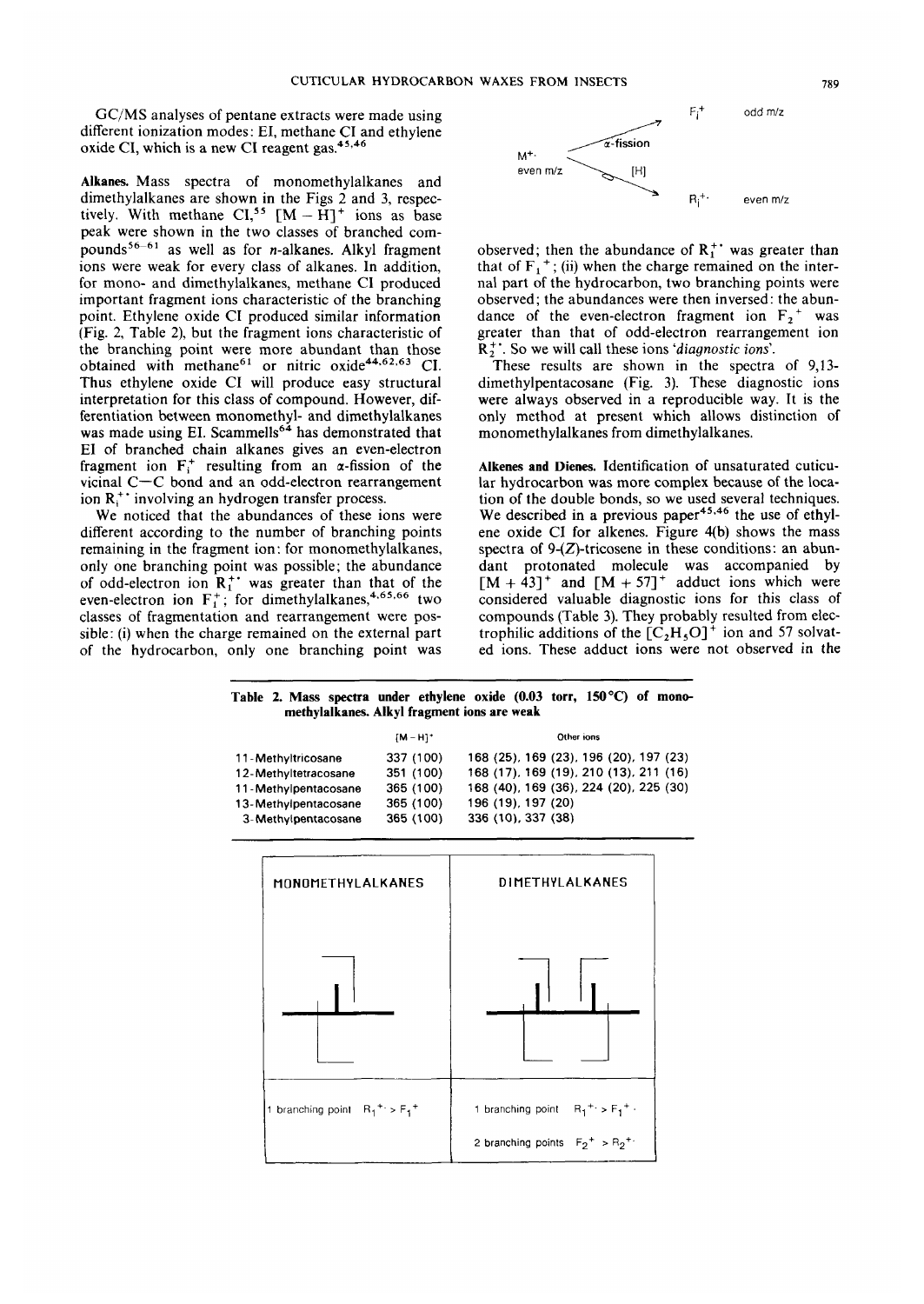GC/MS analyses of pentane extracts were made using different ionization modes: EI, methane CI and ethylene oxide CI, which is a new CI reagent gas.[45,46]

**Alkanes.** Mass spectra of monomethylalkanes and dimethylalkanes are shown in the Figs 2 and 3, respectively. With methane CI,[55] $[M-H]^+$ ions as base peak were shown in the two classes of branched compounds[56–61] as well as for *n*-alkanes. Alkyl fragment ions were weak for every class of alkanes. In addition, for mono- and dimethylalkanes, methane CI produced important fragment ions characteristic of the branching point. Ethylene oxide CI produced similar information (Fig. 2, Table 2), but the fragment ions characteristic of the branching point were more abundant than those obtained with methane[61] or nitric oxide[44,62,63] CI. Thus ethylene oxide CI will produce easy structural interpretation for this class of compound. However, differentiation between monomethyl- and dimethylalkanes was made using EI. Scammells[64] has demonstrated that EI of branched chain alkanes gives an even-electron fragment ion $F_i^+$ resulting from an α-fission of the vicinal C—C bond and an odd-electron rearrangement ion $R_i^{+\cdot}$ involving an hydrogen transfer process.

We noticed that the abundances of these ions were different according to the number of branching points remaining in the fragment ion: for monomethylalkanes, only one branching point was possible; the abundance of odd-electron ion $R_1^{+\cdot}$ was greater than that of the even-electron ion $F_1^+$; for dimethylalkanes,[4,65,66] two classes of fragmentation and rearrangement were possible: (i) when the charge remained on the external part of the hydrocarbon, only one branching point was observed; then the abundance of $R_1^{+\cdot}$ was greater than that of $F_1^{+}$; (ii) when the charge remained on the internal part of the hydrocarbon, two branching points were observed; the abundances were then inversed: the abundance of the even-electron fragment ion $F_2^{+}$ was greater than that of odd-electron rearrangement ion $R_2^{+\cdot}$. So we will call these ions '*diagnostic ions*'.

$$M^{+\cdot}\ (\text{even } m/z) \xrightarrow{\alpha\text{-fission}} F_i^+\ (\text{odd } m/z)$$
$$M^{+\cdot}\ (\text{even } m/z) \xrightarrow{[H]} R_i^{+\cdot}\ (\text{even } m/z)$$

These results are shown in the spectra of 9,13-dimethylpentacosane (Fig. 3). These diagnostic ions were always observed in a reproducible way. It is the only method at present which allows distinction of monomethylalkanes from dimethylalkanes.

**Alkenes and Dienes.** Identification of unsaturated cuticular hydrocarbon was more complex because of the location of the double bonds, so we used several techniques. We described in a previous paper[45,46] the use of ethylene oxide CI for alkenes. Figure 4(b) shows the mass spectra of 9-(*Z*)-tricosene in these conditions: an abundant protonated molecule was accompanied by $[M+43]^+$ and $[M+57]^+$ adduct ions which were considered valuable diagnostic ions for this class of compounds (Table 3). They probably resulted from electrophilic additions of the $[C_2H_5O]^+$ ion and 57 solvated ions. These adduct ions were not observed in the

**Table 2. Mass spectra under ethylene oxide (0.03 torr, 150 °C) of monomethylalkanes. Alkyl fragment ions are weak**

| | $[M-H]^+$ | Other ions |
|---|---|---|
| 11-Methyltricosane | 337 (100) | 168 (25), 169 (23), 196 (20), 197 (23) |
| 12-Methyltetracosane | 351 (100) | 168 (17), 169 (19), 210 (13), 211 (16) |
| 11-Methylpentacosane | 365 (100) | 168 (40), 169 (36), 224 (20), 225 (30) |
| 13-Methylpentacosane | 365 (100) | 196 (19), 197 (20) |
| 3-Methylpentacosane | 365 (100) | 336 (10), 337 (38) |

| MONOMETHYLALKANES | DIMETHYLALKANES |
|---|---|
| 1 branching point $R_1^{+\cdot} > F_1^+$ | 1 branching point $R_1^{+\cdot} > F_1^{+}$ |
| | 2 branching points $F_2^+ > R_2^{+\cdot}$ |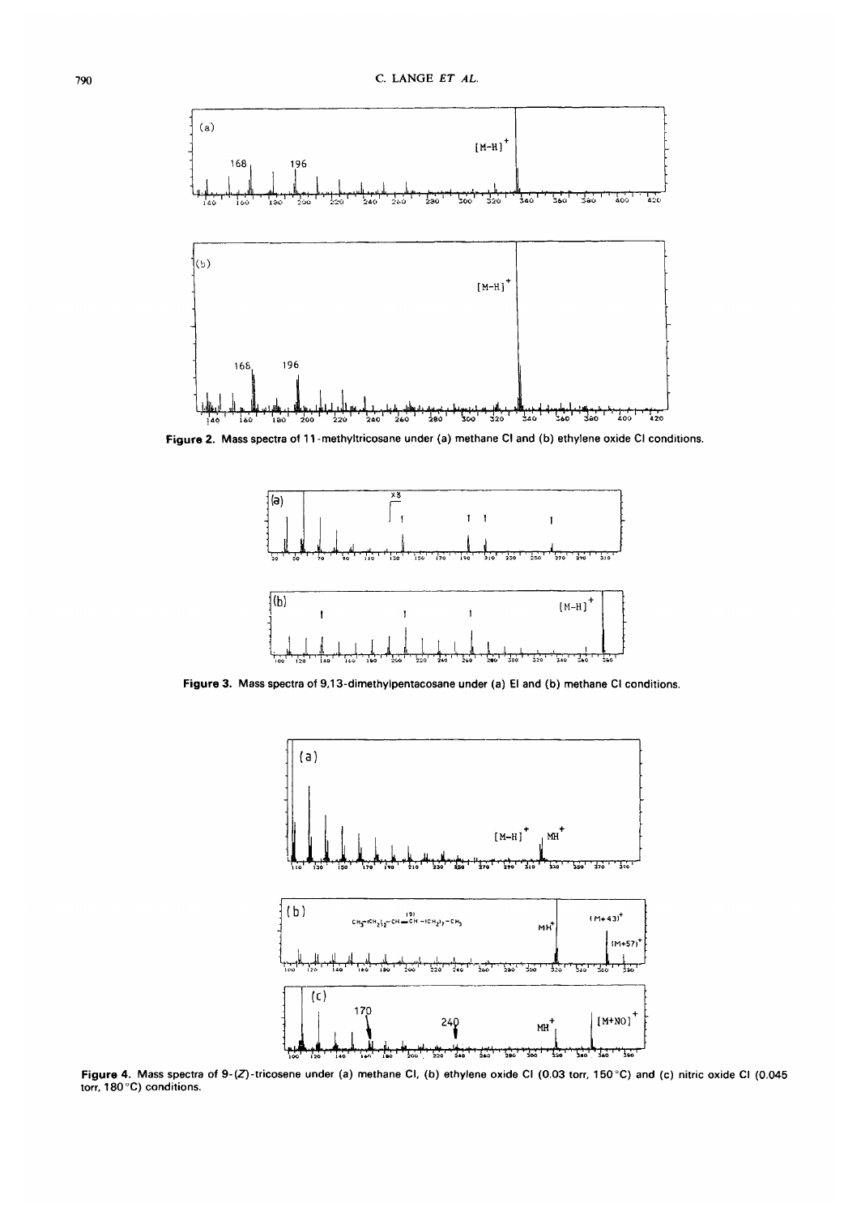Figure 2. Mass spectra of 11-methyltricosane under (a) methane CI and (b) ethylene oxide CI conditions.

Figure 3. Mass spectra of 9,13-dimethylpentacosane under (a) EI and (b) methane CI conditions.

Figure 4. Mass spectra of 9-(Z)-tricosene under (a) methane CI, (b) ethylene oxide CI (0.03 torr, 150 °C) and (c) nitric oxide CI (0.045 torr, 180 °C) conditions.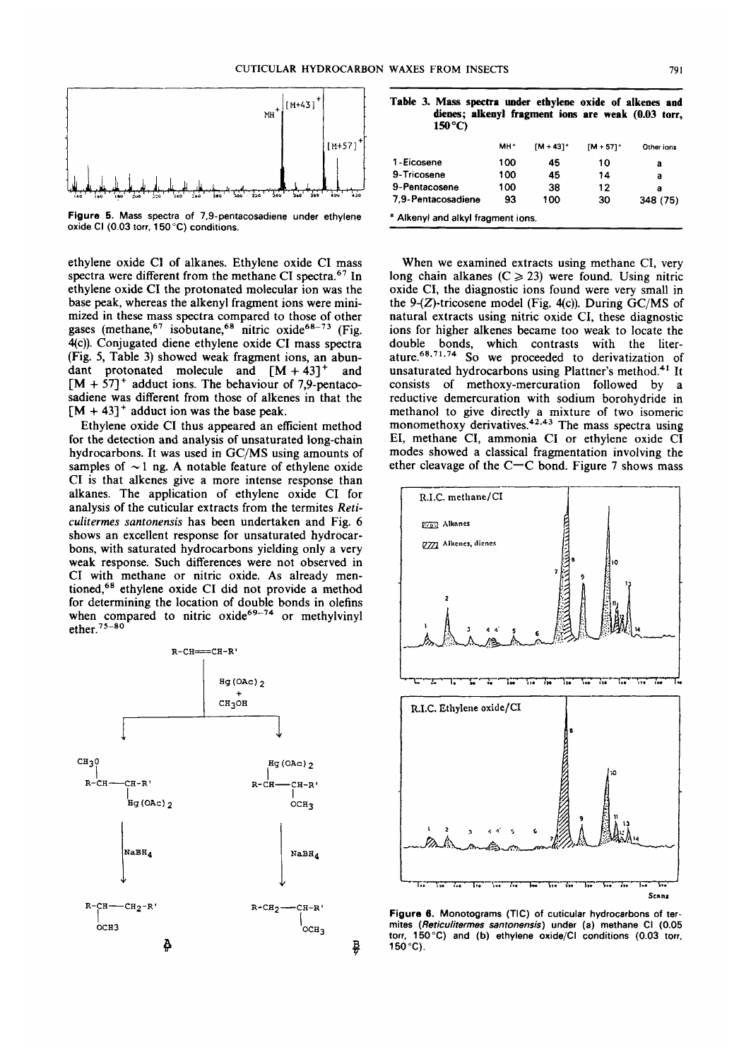Figure 5. Mass spectra of 7,9-pentacosadiene under ethylene oxide CI (0.03 torr, 150 °C) conditions.

ethylene oxide CI of alkanes. Ethylene oxide CI mass spectra were different from the methane CI spectra.[67] In ethylene oxide CI the protonated molecular ion was the base peak, whereas the alkenyl fragment ions were minimized in these mass spectra compared to those of other gases (methane,[67] isobutane,[68] nitric oxide[68–73] (Fig. 4(c)). Conjugated diene ethylene oxide CI mass spectra (Fig. 5, Table 3) showed weak fragment ions, an abundant protonated molecule and $[M + 43]^+$ and $[M + 57]^+$ adduct ions. The behaviour of 7,9-pentacosadiene was different from those of alkenes in that the $[M + 43]^+$ adduct ion was the base peak.

Ethylene oxide CI thus appeared an efficient method for the detection and analysis of unsaturated long-chain hydrocarbons. It was used in GC/MS using amounts of samples of ~1 ng. A notable feature of ethylene oxide CI is that alkenes give a more intense response than alkanes. The application of ethylene oxide CI for analysis of the cuticular extracts from the termites *Reticulitermes santonensis* has been undertaken and Fig. 6 shows an excellent response for unsaturated hydrocarbons, with saturated hydrocarbons yielding only a very weak response. Such differences were not observed in CI with methane or nitric oxide. As already mentioned,[68] ethylene oxide CI did not provide a method for determining the location of double bonds in olefins when compared to nitric oxide[69–74] or methylvinyl ether.[75–80]

Table 3. Mass spectra under ethylene oxide of alkenes and dienes; alkenyl fragment ions are weak (0.03 torr, 150 °C)

| | $MH^+$ | $[M + 43]^+$ | $[M + 57]^+$ | Other ions |
|---|---|---|---|---|
| 1-Eicosene | 100 | 45 | 10 | a |
| 9-Tricosene | 100 | 45 | 14 | a |
| 9-Pentacosene | 100 | 38 | 12 | a |
| 7,9-Pentacosadiene | 93 | 100 | 30 | 348 (75) |

[a] Alkenyl and alkyl fragment ions.

When we examined extracts using methane CI, very long chain alkanes (C ≥ 23) were found. Using nitric oxide CI, the diagnostic ions found were very small in the 9-(Z)-tricosene model (Fig. 4(c)). During GC/MS of natural extracts using nitric oxide CI, these diagnostic ions for higher alkenes became too weak to locate the double bonds, which contrasts with the literature.[68,71,74] So we proceeded to derivatization of unsaturated hydrocarbons using Plattner's method.[41] It consists of methoxy-mercuration followed by a reductive demercuration with sodium borohydride in methanol to give directly a mixture of two isomeric monomethoxy derivatives.[42,43] The mass spectra using EI, methane CI, ammonia CI or ethylene oxide CI modes showed a classical fragmentation involving the ether cleavage of the C—C bond. Figure 7 shows mass

Figure 6. Monotograms (TIC) of cuticular hydrocarbons of termites (*Reticulitermes santonensis*) under (a) methane CI (0.05 torr, 150 °C) and (b) ethylene oxide/CI conditions (0.03 torr, 150 °C).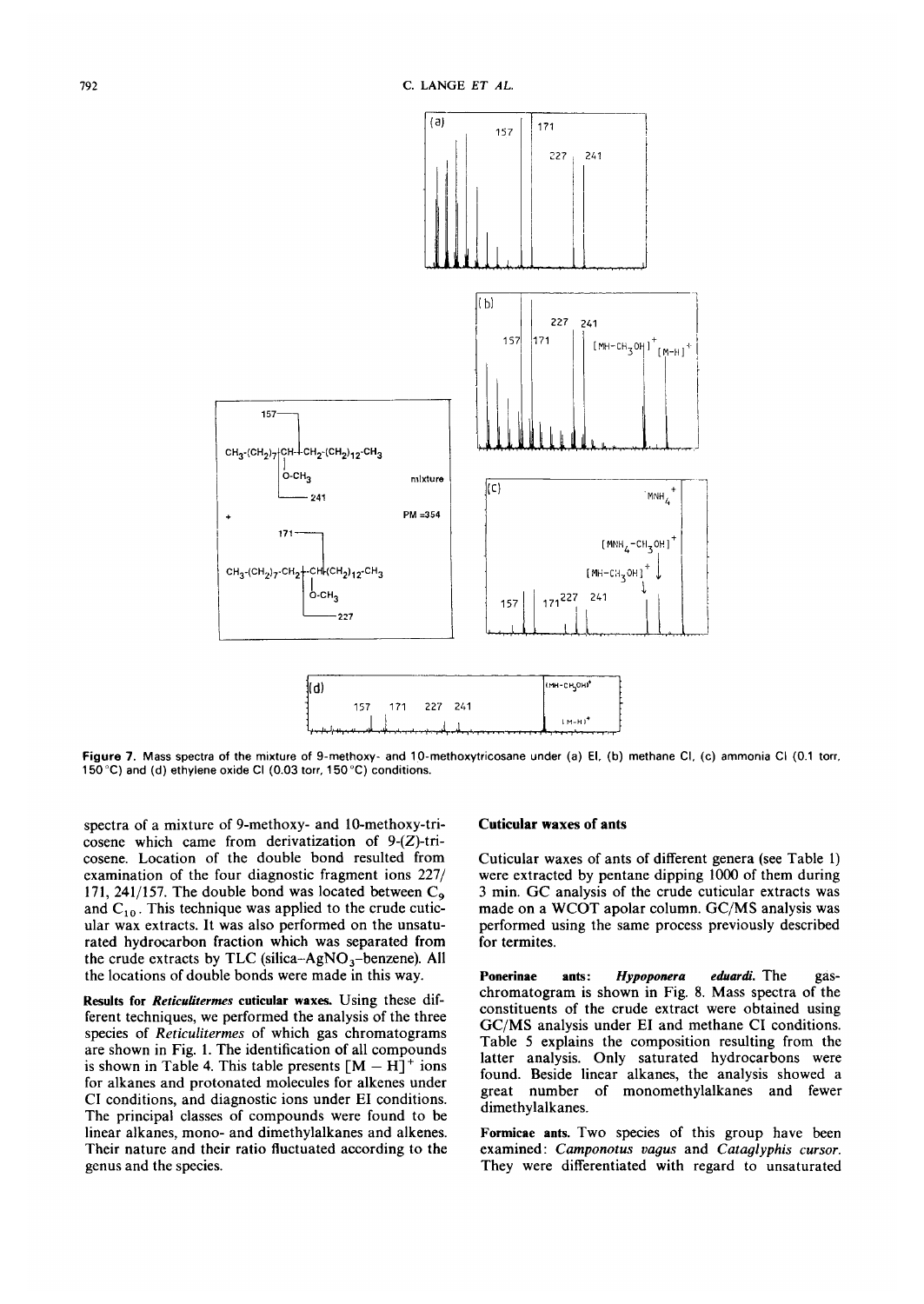**Figure 7.** Mass spectra of the mixture of 9-methoxy- and 10-methoxytricosane under (a) EI, (b) methane CI, (c) ammonia CI (0.1 torr, 150 °C) and (d) ethylene oxide CI (0.03 torr, 150 °C) conditions.

spectra of a mixture of 9-methoxy- and 10-methoxy-tricosene which came from derivatization of 9-(Z)-tricosene. Location of the double bond resulted from examination of the four diagnostic fragment ions 227/171, 241/157. The double bond was located between $C_9$ and $C_{10}$. This technique was applied to the crude cuticular wax extracts. It was also performed on the unsaturated hydrocarbon fraction which was separated from the crude extracts by TLC (silica–$AgNO_3$–benzene). All the locations of double bonds were made in this way.

**Results for *Reticulitermes* cuticular waxes.** Using these different techniques, we performed the analysis of the three species of *Reticulitermes* of which gas chromatograms are shown in Fig. 1. The identification of all compounds is shown in Table 4. This table presents $[M - H]^+$ ions for alkanes and protonated molecules for alkenes under CI conditions, and diagnostic ions under EI conditions. The principal classes of compounds were found to be linear alkanes, mono- and dimethylalkanes and alkenes. Their nature and their ratio fluctuated according to the genus and the species.

## Cuticular waxes of ants

Cuticular waxes of ants of different genera (see Table 1) were extracted by pentane dipping 1000 of them during 3 min. GC analysis of the crude cuticular extracts was made on a WCOT apolar column. GC/MS analysis was performed using the same process previously described for termites.

**Ponerinae ants: *Hypoponera eduardi*.** The gas-chromatogram is shown in Fig. 8. Mass spectra of the constituents of the crude extract were obtained using GC/MS analysis under EI and methane CI conditions. Table 5 explains the composition resulting from the latter analysis. Only saturated hydrocarbons were found. Beside linear alkanes, the analysis showed a great number of monomethylalkanes and fewer dimethylalkanes.

**Formicae ants.** Two species of this group have been examined: *Camponotus vagus* and *Cataglyphis cursor*. They were differentiated with regard to unsaturated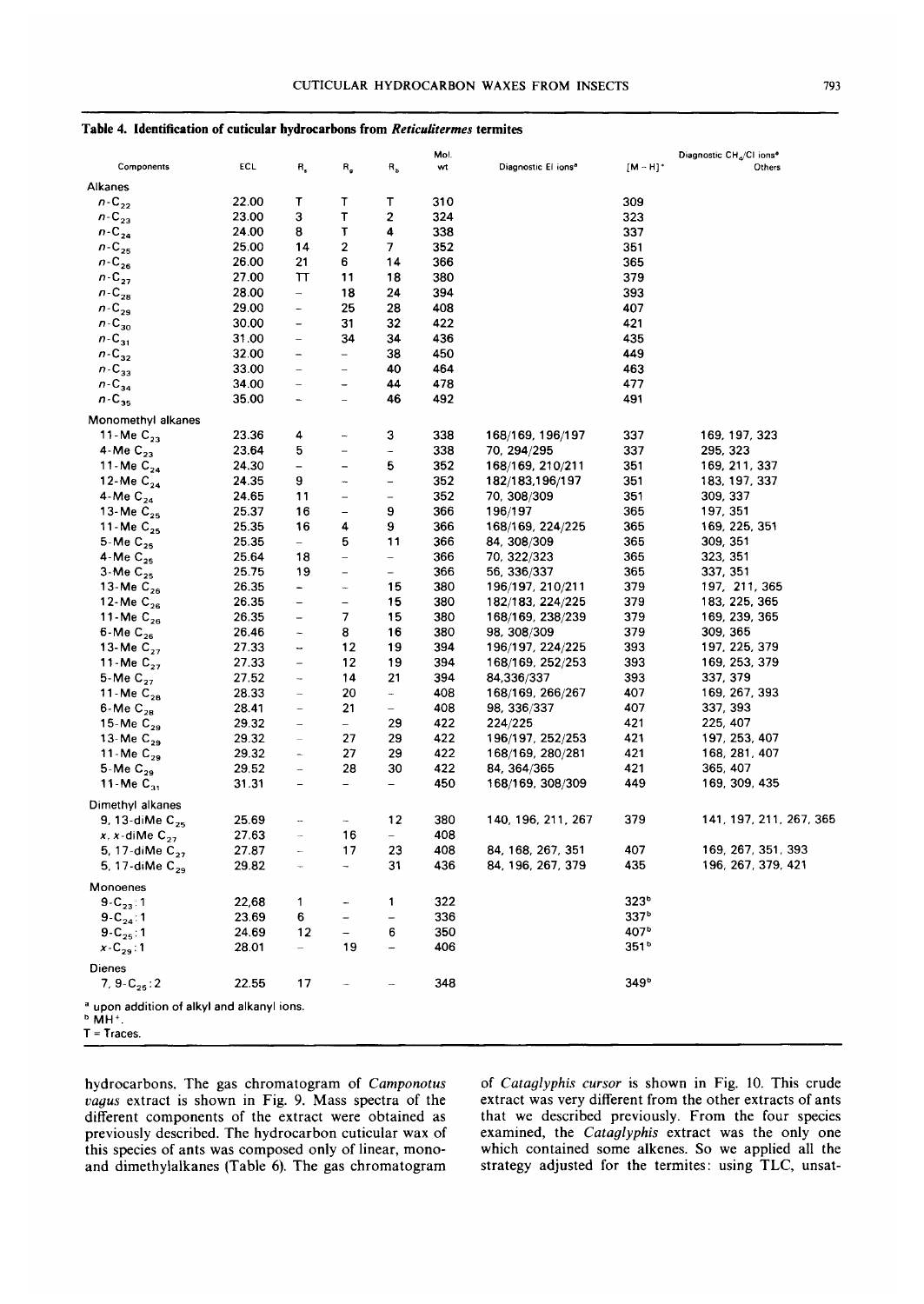**Table 4. Identification of cuticular hydrocarbons from *Reticulitermes* termites**

| Components | ECL | $R_s$ | $R_g$ | $R_b$ | Mol. wt | Diagnostic EI ions[a] | Diagnostic $CH_4$/CI ions[a] $[M-H]^+$ | Others |
|---|---|---|---|---|---|---|---|---|
| Alkanes | | | | | | | | |
| $n$-$C_{22}$ | 22.00 | T | T | T | 310 | | 309 | |
| $n$-$C_{23}$ | 23.00 | 3 | T | 2 | 324 | | 323 | |
| $n$-$C_{24}$ | 24.00 | 8 | T | 4 | 338 | | 337 | |
| $n$-$C_{25}$ | 25.00 | 14 | 2 | 7 | 352 | | 351 | |
| $n$-$C_{26}$ | 26.00 | 21 | 6 | 14 | 366 | | 365 | |
| $n$-$C_{27}$ | 27.00 | TT | 11 | 18 | 380 | | 379 | |
| $n$-$C_{28}$ | 28.00 | – | 18 | 24 | 394 | | 393 | |
| $n$-$C_{29}$ | 29.00 | – | 25 | 28 | 408 | | 407 | |
| $n$-$C_{30}$ | 30.00 | – | 31 | 32 | 422 | | 421 | |
| $n$-$C_{31}$ | 31.00 | – | 34 | 34 | 436 | | 435 | |
| $n$-$C_{32}$ | 32.00 | – | – | 38 | 450 | | 449 | |
| $n$-$C_{33}$ | 33.00 | – | – | 40 | 464 | | 463 | |
| $n$-$C_{34}$ | 34.00 | – | – | 44 | 478 | | 477 | |
| $n$-$C_{35}$ | 35.00 | – | – | 46 | 492 | | 491 | |
| Monomethyl alkanes | | | | | | | | |
| 11-Me $C_{23}$ | 23.36 | 4 | – | 3 | 338 | 168/169, 196/197 | 337 | 169, 197, 323 |
| 4-Me $C_{23}$ | 23.64 | 5 | – | – | 338 | 70, 294/295 | 337 | 295, 323 |
| 11-Me $C_{24}$ | 24.30 | – | – | 5 | 352 | 168/169, 210/211 | 351 | 169, 211, 337 |
| 12-Me $C_{24}$ | 24.35 | 9 | – | – | 352 | 182/183,196/197 | 351 | 183, 197, 337 |
| 4-Me $C_{24}$ | 24.65 | 11 | – | – | 352 | 70, 308/309 | 351 | 309, 337 |
| 13-Me $C_{25}$ | 25.37 | 16 | – | 9 | 366 | 196/197 | 365 | 197, 351 |
| 11-Me $C_{25}$ | 25.35 | 16 | 4 | 9 | 366 | 168/169, 224/225 | 365 | 169, 225, 351 |
| 5-Me $C_{25}$ | 25.35 | – | 5 | 11 | 366 | 84, 308/309 | 365 | 309, 351 |
| 4-Me $C_{25}$ | 25.64 | 18 | – | – | 366 | 70, 322/323 | 365 | 323, 351 |
| 3-Me $C_{25}$ | 25.75 | 19 | – | – | 366 | 56, 336/337 | 365 | 337, 351 |
| 13-Me $C_{26}$ | 26.35 | – | – | 15 | 380 | 196/197, 210/211 | 379 | 197, 211, 365 |
| 12-Me $C_{26}$ | 26.35 | – | – | 15 | 380 | 182/183, 224/225 | 379 | 183, 225, 365 |
| 11-Me $C_{26}$ | 26.35 | – | 7 | 15 | 380 | 168/169, 238/239 | 379 | 169, 239, 365 |
| 6-Me $C_{26}$ | 26.46 | – | 8 | 16 | 380 | 98, 308/309 | 379 | 309, 365 |
| 13-Me $C_{27}$ | 27.33 | – | 12 | 19 | 394 | 196/197, 224/225 | 393 | 197, 225, 379 |
| 11-Me $C_{27}$ | 27.33 | – | 12 | 19 | 394 | 168/169, 252/253 | 393 | 169, 253, 379 |
| 5-Me $C_{27}$ | 27.52 | – | 14 | 21 | 394 | 84,336/337 | 393 | 337, 379 |
| 11-Me $C_{28}$ | 28.33 | – | 20 | – | 408 | 168/169, 266/267 | 407 | 169, 267, 393 |
| 6-Me $C_{28}$ | 28.41 | – | 21 | – | 408 | 98, 336/337 | 407 | 337, 393 |
| 15-Me $C_{29}$ | 29.32 | – | – | 29 | 422 | 224/225 | 421 | 225, 407 |
| 13-Me $C_{29}$ | 29.32 | – | 27 | 29 | 422 | 196/197, 252/253 | 421 | 197, 253, 407 |
| 11-Me $C_{29}$ | 29.32 | – | 27 | 29 | 422 | 168/169, 280/281 | 421 | 168, 281, 407 |
| 5-Me $C_{29}$ | 29.52 | – | 28 | 30 | 422 | 84, 364/365 | 421 | 365, 407 |
| 11-Me $C_{31}$ | 31.31 | – | – | – | 450 | 168/169, 308/309 | 449 | 169, 309, 435 |
| Dimethyl alkanes | | | | | | | | |
| 9, 13-diMe $C_{25}$ | 25.69 | – | – | 12 | 380 | 140, 196, 211, 267 | 379 | 141, 197, 211, 267, 365 |
| $x$, $x$-diMe $C_{27}$ | 27.63 | – | 16 | – | 408 | | | |
| 5, 17-diMe $C_{27}$ | 27.87 | – | 17 | 23 | 408 | 84, 168, 267, 351 | 407 | 169, 267, 351, 393 |
| 5, 17-diMe $C_{29}$ | 29.82 | – | – | 31 | 436 | 84, 196, 267, 379 | 435 | 196, 267, 379, 421 |
| Monoenes | | | | | | | | |
| 9-$C_{23}$:1 | 22,68 | 1 | – | 1 | 322 | | 323[b] | |
| 9-$C_{24}$:1 | 23.69 | 6 | – | – | 336 | | 337[b] | |
| 9-$C_{25}$:1 | 24.69 | 12 | – | 6 | 350 | | 407[b] | |
| $x$-$C_{29}$:1 | 28.01 | – | 19 | – | 406 | | 351[b] | |
| Dienes | | | | | | | | |
| 7, 9-$C_{25}$:2 | 22.55 | 17 | – | – | 348 | | 349[b] | |

[a] upon addition of alkyl and alkanyl ions.
[b] $MH^+$.
T = Traces.

hydrocarbons. The gas chromatogram of *Camponotus vagus* extract is shown in Fig. 9. Mass spectra of the different components of the extract were obtained as previously described. The hydrocarbon cuticular wax of this species of ants was composed only of linear, mono- and dimethylalkanes (Table 6). The gas chromatogram of *Cataglyphis cursor* is shown in Fig. 10. This crude extract was very different from the other extracts of ants that we described previously. From the four species examined, the *Cataglyphis* extract was the only one which contained some alkenes. So we applied all the strategy adjusted for the termites: using TLC, unsat-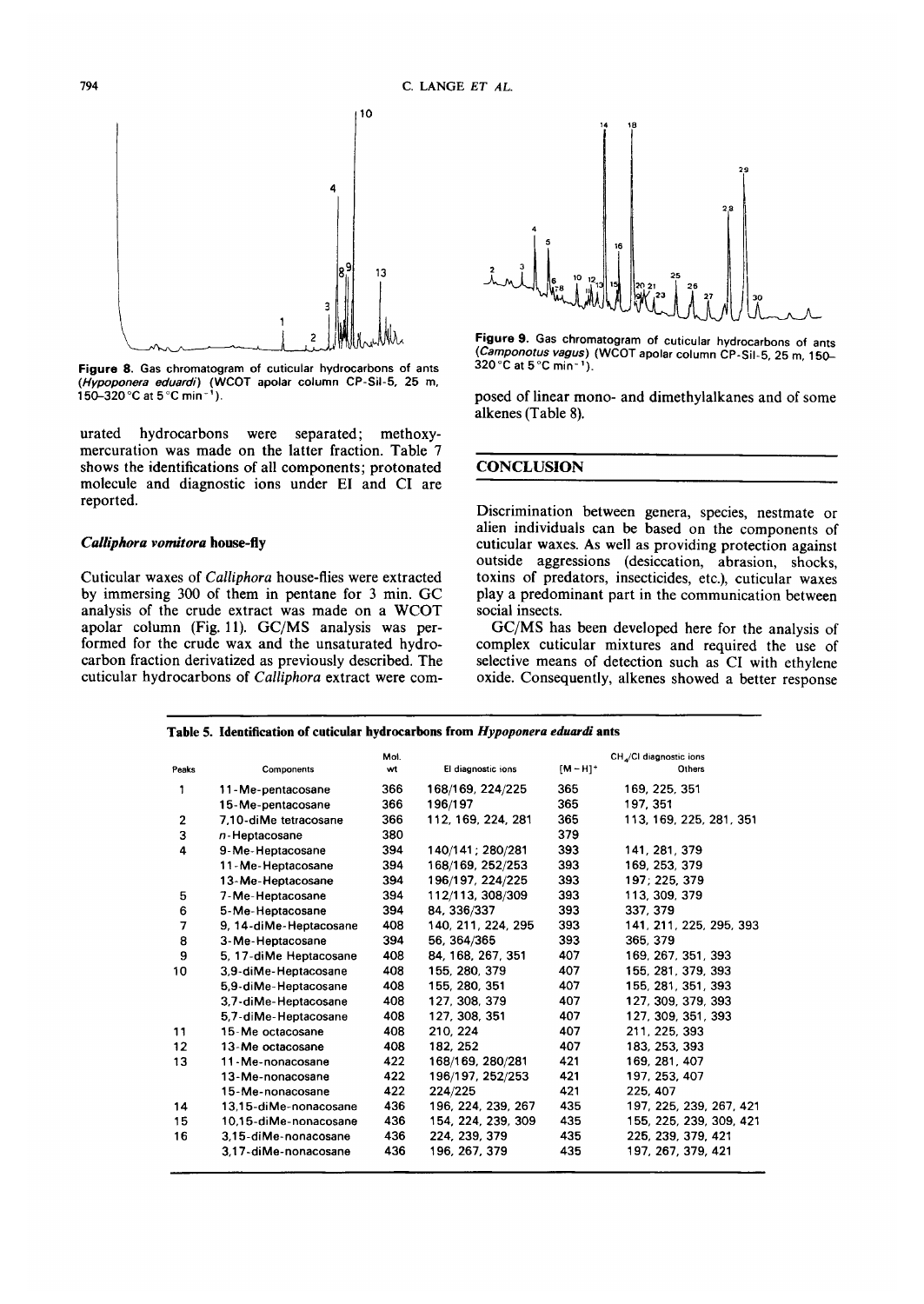Figure 8. Gas chromatogram of cuticular hydrocarbons of ants (*Hypoponera eduardi*) (WCOT apolar column CP-Sil-5, 25 m, 150–320 °C at 5 °C min$^{-1}$).

urated hydrocarbons were separated; methoxy-mercuration was made on the latter fraction. Table 7 shows the identifications of all components; protonated molecule and diagnostic ions under EI and CI are reported.

### *Calliphora vomitora* house-fly

Cuticular waxes of *Calliphora* house-flies were extracted by immersing 300 of them in pentane for 3 min. GC analysis of the crude extract was made on a WCOT apolar column (Fig. 11). GC/MS analysis was performed for the crude wax and the unsaturated hydrocarbon fraction derivatized as previously described. The cuticular hydrocarbons of *Calliphora* extract were composed of linear mono- and dimethylalkanes and of some alkenes (Table 8).

Figure 9. Gas chromatogram of cuticular hydrocarbons of ants (*Camponotus vagus*) (WCOT apolar column CP-Sil-5, 25 m, 150–320 °C at 5 °C min$^{-1}$).

## CONCLUSION

Discrimination between genera, species, nestmate or alien individuals can be based on the components of cuticular waxes. As well as providing protection against outside aggressions (desiccation, abrasion, shocks, toxins of predators, insecticides, etc.), cuticular waxes play a predominant part in the communication between social insects.

GC/MS has been developed here for the analysis of complex cuticular mixtures and required the use of selective means of detection such as CI with ethylene oxide. Consequently, alkenes showed a better response

**Table 5. Identification of cuticular hydrocarbons from *Hypoponera eduardi* ants**

| Peaks | Components | Mol. wt | EI diagnostic ions | $CH_4$/CI diagnostic ions $[M-H]^+$ | Others |
|---|---|---|---|---|---|
| 1 | 11-Me-pentacosane | 366 | 168/169, 224/225 | 365 | 169, 225, 351 |
| | 15-Me-pentacosane | 366 | 196/197 | 365 | 197, 351 |
| 2 | 7,10-diMe tetracosane | 366 | 112, 169, 224, 281 | 365 | 113, 169, 225, 281, 351 |
| 3 | n-Heptacosane | 380 | | 379 | |
| 4 | 9-Me-Heptacosane | 394 | 140/141; 280/281 | 393 | 141, 281, 379 |
| | 11-Me-Heptacosane | 394 | 168/169, 252/253 | 393 | 169, 253, 379 |
| | 13-Me-Heptacosane | 394 | 196/197, 224/225 | 393 | 197; 225, 379 |
| 5 | 7-Me-Heptacosane | 394 | 112/113, 308/309 | 393 | 113, 309, 379 |
| 6 | 5-Me-Heptacosane | 394 | 84, 336/337 | 393 | 337, 379 |
| 7 | 9, 14-diMe-Heptacosane | 408 | 140, 211, 224, 295 | 393 | 141, 211, 225, 295, 393 |
| 8 | 3-Me-Heptacosane | 394 | 56, 364/365 | 393 | 365, 379 |
| 9 | 5, 17-diMe Heptacosane | 408 | 84, 168, 267, 351 | 407 | 169, 267, 351, 393 |
| 10 | 3,9-diMe-Heptacosane | 408 | 155, 280, 379 | 407 | 155, 281, 379, 393 |
| | 5,9-diMe-Heptacosane | 408 | 155, 280, 351 | 407 | 155, 281, 351, 393 |
| | 3,7-diMe-Heptacosane | 408 | 127, 308, 379 | 407 | 127, 309, 379, 393 |
| | 5,7-diMe-Heptacosane | 408 | 127, 308, 351 | 407 | 127, 309, 351, 393 |
| 11 | 15-Me octacosane | 408 | 210, 224 | 407 | 211, 225, 393 |
| 12 | 13-Me octacosane | 408 | 182, 252 | 407 | 183, 253, 393 |
| 13 | 11-Me-nonacosane | 422 | 168/169, 280/281 | 421 | 169, 281, 407 |
| | 13-Me-nonacosane | 422 | 196/197, 252/253 | 421 | 197, 253, 407 |
| | 15-Me-nonacosane | 422 | 224/225 | 421 | 225, 407 |
| 14 | 13,15-diMe-nonacosane | 436 | 196, 224, 239, 267 | 435 | 197, 225, 239, 267, 421 |
| 15 | 10,15-diMe-nonacosane | 436 | 154, 224, 239, 309 | 435 | 155, 225, 239, 309, 421 |
| 16 | 3,15-diMe-nonacosane | 436 | 224, 239, 379 | 435 | 225, 239, 379, 421 |
| | 3,17-diMe-nonacosane | 436 | 196, 267, 379 | 435 | 197, 267, 379, 421 |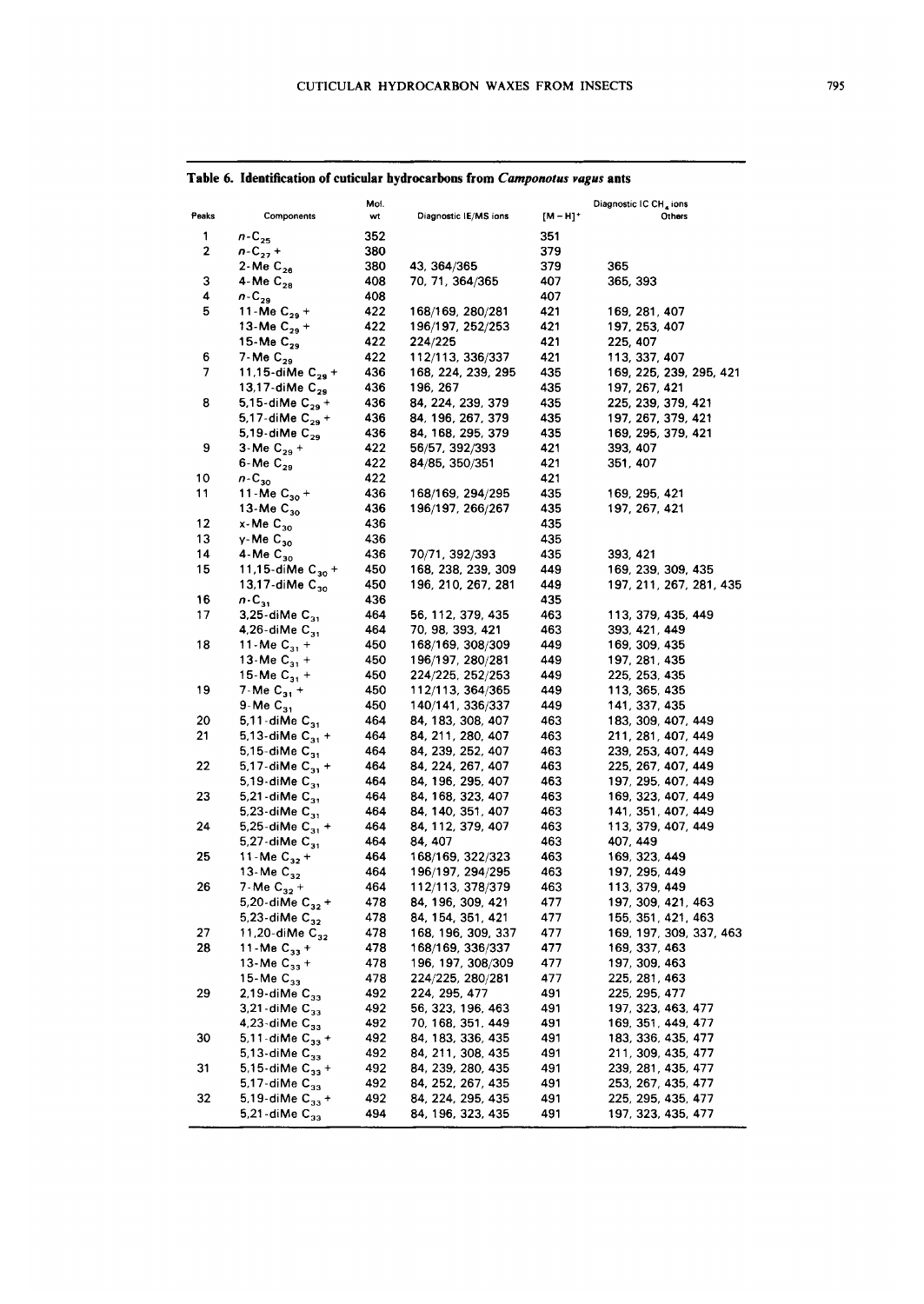**Table 6. Identification of cuticular hydrocarbons from *Camponotus vagus* ants**

| Peaks | Components | Mol. wt | Diagnostic IE/MS ions | Diagnostic IC $CH_4$ ions $[M-H]^+$ | Others |
|---|---|---|---|---|---|
| 1 | $n$-$C_{25}$ | 352 | | 351 | |
| 2 | $n$-$C_{27}$ + | 380 | | 379 | |
| | 2-Me $C_{26}$ | 380 | 43, 364/365 | 379 | 365 |
| 3 | 4-Me $C_{28}$ | 408 | 70, 71, 364/365 | 407 | 365, 393 |
| 4 | $n$-$C_{29}$ | 408 | | 407 | |
| 5 | 11-Me $C_{29}$ + | 422 | 168/169, 280/281 | 421 | 169, 281, 407 |
| | 13-Me $C_{29}$ + | 422 | 196/197, 252/253 | 421 | 197, 253, 407 |
| | 15-Me $C_{29}$ | 422 | 224/225 | 421 | 225, 407 |
| 6 | 7-Me $C_{29}$ | 422 | 112/113, 336/337 | 421 | 113, 337, 407 |
| 7 | 11,15-diMe $C_{29}$ + | 436 | 168, 224, 239, 295 | 435 | 169, 225, 239, 295, 421 |
| | 13,17-diMe $C_{29}$ | 436 | 196, 267 | 435 | 197, 267, 421 |
| 8 | 5,15-diMe $C_{29}$ + | 436 | 84, 224, 239, 379 | 435 | 225, 239, 379, 421 |
| | 5,17-diMe $C_{29}$ + | 436 | 84, 196, 267, 379 | 435 | 197, 267, 379, 421 |
| | 5,19-diMe $C_{29}$ | 436 | 84, 168, 295, 379 | 435 | 169, 295, 379, 421 |
| 9 | 3-Me $C_{29}$ + | 422 | 56/57, 392/393 | 421 | 393, 407 |
| | 6-Me $C_{29}$ | 422 | 84/85, 350/351 | 421 | 351, 407 |
| 10 | $n$-$C_{30}$ | 422 | | 421 | |
| 11 | 11-Me $C_{30}$ + | 436 | 168/169, 294/295 | 435 | 169, 295, 421 |
| | 13-Me $C_{30}$ | 436 | 196/197, 266/267 | 435 | 197, 267, 421 |
| 12 | x-Me $C_{30}$ | 436 | | 435 | |
| 13 | y-Me $C_{30}$ | 436 | | 435 | |
| 14 | 4-Me $C_{30}$ | 436 | 70/71, 392/393 | 435 | 393, 421 |
| 15 | 11,15-diMe $C_{30}$ + | 450 | 168, 238, 239, 309 | 449 | 169, 239, 309, 435 |
| | 13,17-diMe $C_{30}$ | 450 | 196, 210, 267, 281 | 449 | 197, 211, 267, 281, 435 |
| 16 | $n$-$C_{31}$ | 436 | | 435 | |
| 17 | 3,25-diMe $C_{31}$ | 464 | 56, 112, 379, 435 | 463 | 113, 379, 435, 449 |
| | 4,26-diMe $C_{31}$ | 464 | 70, 98, 393, 421 | 463 | 393, 421, 449 |
| 18 | 11-Me $C_{31}$ + | 450 | 168/169, 308/309 | 449 | 169, 309, 435 |
| | 13-Me $C_{31}$ + | 450 | 196/197, 280/281 | 449 | 197, 281, 435 |
| | 15-Me $C_{31}$ + | 450 | 224/225, 252/253 | 449 | 225, 253, 435 |
| 19 | 7-Me $C_{31}$ + | 450 | 112/113, 364/365 | 449 | 113, 365, 435 |
| | 9-Me $C_{31}$ | 450 | 140/141, 336/337 | 449 | 141, 337, 435 |
| 20 | 5,11-diMe $C_{31}$ | 464 | 84, 183, 308, 407 | 463 | 183, 309, 407, 449 |
| 21 | 5,13-diMe $C_{31}$ + | 464 | 84, 211, 280, 407 | 463 | 211, 281, 407, 449 |
| | 5,15-diMe $C_{31}$ | 464 | 84, 239, 252, 407 | 463 | 239, 253, 407, 449 |
| 22 | 5,17-diMe $C_{31}$ + | 464 | 84, 224, 267, 407 | 463 | 225, 267, 407, 449 |
| | 5,19-diMe $C_{31}$ | 464 | 84, 196, 295, 407 | 463 | 197, 295, 407, 449 |
| 23 | 5,21-diMe $C_{31}$ | 464 | 84, 168, 323, 407 | 463 | 169, 323, 407, 449 |
| | 5,23-diMe $C_{31}$ | 464 | 84, 140, 351, 407 | 463 | 141, 351, 407, 449 |
| 24 | 5,25-diMe $C_{31}$ + | 464 | 84, 112, 379, 407 | 463 | 113, 379, 407, 449 |
| | 5,27-diMe $C_{31}$ | 464 | 84, 407 | 463 | 407, 449 |
| 25 | 11-Me $C_{32}$ + | 464 | 168/169, 322/323 | 463 | 169, 323, 449 |
| | 13-Me $C_{32}$ | 464 | 196/197, 294/295 | 463 | 197, 295, 449 |
| 26 | 7-Me $C_{32}$ + | 464 | 112/113, 378/379 | 463 | 113, 379, 449 |
| | 5,20-diMe $C_{32}$ + | 478 | 84, 196, 309, 421 | 477 | 197, 309, 421, 463 |
| | 5,23-diMe $C_{32}$ | 478 | 84, 154, 351, 421 | 477 | 155, 351, 421, 463 |
| 27 | 11,20-diMe $C_{32}$ | 478 | 168, 196, 309, 337 | 477 | 169, 197, 309, 337, 463 |
| 28 | 11-Me $C_{33}$ + | 478 | 168/169, 336/337 | 477 | 169, 337, 463 |
| | 13-Me $C_{33}$ + | 478 | 196, 197, 308/309 | 477 | 197, 309, 463 |
| | 15-Me $C_{33}$ | 478 | 224/225, 280/281 | 477 | 225, 281, 463 |
| 29 | 2,19-diMe $C_{33}$ | 492 | 224, 295, 477 | 491 | 225, 295, 477 |
| | 3,21-diMe $C_{33}$ | 492 | 56, 323, 196, 463 | 491 | 197, 323, 463, 477 |
| | 4,23-diMe $C_{33}$ | 492 | 70, 168, 351, 449 | 491 | 169, 351, 449, 477 |
| 30 | 5,11-diMe $C_{33}$ + | 492 | 84, 183, 336, 435 | 491 | 183, 336, 435, 477 |
| | 5,13-diMe $C_{33}$ | 492 | 84, 211, 308, 435 | 491 | 211, 309, 435, 477 |
| 31 | 5,15-diMe $C_{33}$ + | 492 | 84, 239, 280, 435 | 491 | 239, 281, 435, 477 |
| | 5,17-diMe $C_{33}$ | 492 | 84, 252, 267, 435 | 491 | 253, 267, 435, 477 |
| 32 | 5,19-diMe $C_{33}$ + | 492 | 84, 224, 295, 435 | 491 | 225, 295, 435, 477 |
| | 5,21-diMe $C_{33}$ | 494 | 84, 196, 323, 435 | 491 | 197, 323, 435, 477 |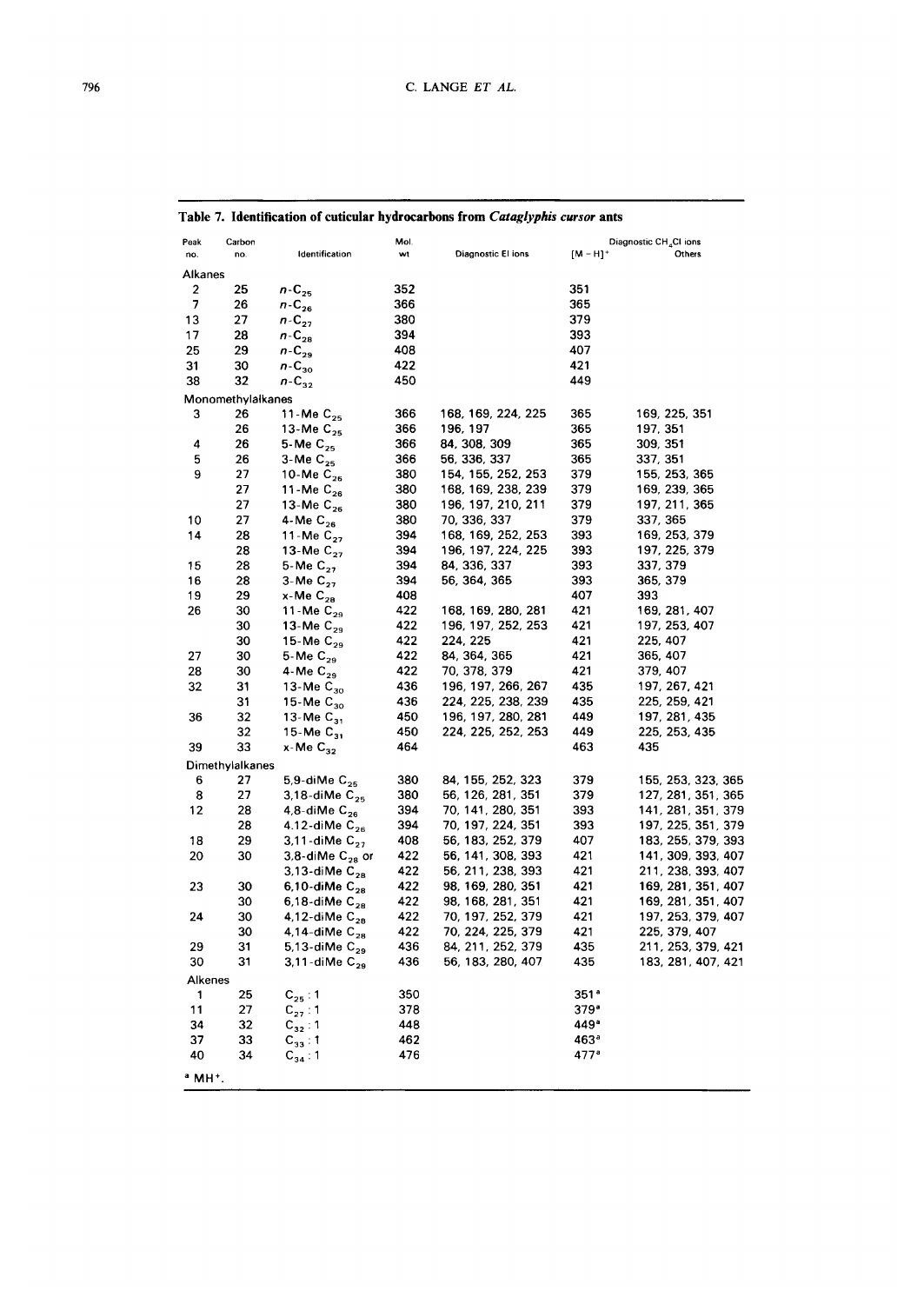**Table 7. Identification of cuticular hydrocarbons from *Cataglyphis cursor* ants**

| Peak no. | Carbon no. | Identification | Mol. wt | Diagnostic EI ions | Diagnostic $CH_4$CI ions $[M-H]^+$ | Others |
|---|---|---|---|---|---|---|
| Alkanes | | | | | | |
| 2 | 25 | $n$-$C_{25}$ | 352 | | 351 | |
| 7 | 26 | $n$-$C_{26}$ | 366 | | 365 | |
| 13 | 27 | $n$-$C_{27}$ | 380 | | 379 | |
| 17 | 28 | $n$-$C_{28}$ | 394 | | 393 | |
| 25 | 29 | $n$-$C_{29}$ | 408 | | 407 | |
| 31 | 30 | $n$-$C_{30}$ | 422 | | 421 | |
| 38 | 32 | $n$-$C_{32}$ | 450 | | 449 | |
| Monomethylalkanes | | | | | | |
| 3 | 26 | 11-Me $C_{25}$ | 366 | 168, 169, 224, 225 | 365 | 169, 225, 351 |
| | 26 | 13-Me $C_{25}$ | 366 | 196, 197 | 365 | 197, 351 |
| 4 | 26 | 5-Me $C_{25}$ | 366 | 84, 308, 309 | 365 | 309, 351 |
| 5 | 26 | 3-Me $C_{25}$ | 366 | 56, 336, 337 | 365 | 337, 351 |
| 9 | 27 | 10-Me $C_{26}$ | 380 | 154, 155, 252, 253 | 379 | 155, 253, 365 |
| | 27 | 11-Me $C_{26}$ | 380 | 168, 169, 238, 239 | 379 | 169, 239, 365 |
| | 27 | 13-Me $C_{26}$ | 380 | 196, 197, 210, 211 | 379 | 197, 211, 365 |
| 10 | 27 | 4-Me $C_{26}$ | 380 | 70, 336, 337 | 379 | 337, 365 |
| 14 | 28 | 11-Me $C_{27}$ | 394 | 168, 169, 252, 253 | 393 | 169, 253, 379 |
| | 28 | 13-Me $C_{27}$ | 394 | 196, 197, 224, 225 | 393 | 197, 225, 379 |
| 15 | 28 | 5-Me $C_{27}$ | 394 | 84, 336, 337 | 393 | 337, 379 |
| 16 | 28 | 3-Me $C_{27}$ | 394 | 56, 364, 365 | 393 | 365, 379 |
| 19 | 29 | x-Me $C_{28}$ | 408 | | 407 | 393 |
| 26 | 30 | 11-Me $C_{29}$ | 422 | 168, 169, 280, 281 | 421 | 169, 281, 407 |
| | 30 | 13-Me $C_{29}$ | 422 | 196, 197, 252, 253 | 421 | 197, 253, 407 |
| | 30 | 15-Me $C_{29}$ | 422 | 224, 225 | 421 | 225, 407 |
| 27 | 30 | 5-Me $C_{29}$ | 422 | 84, 364, 365 | 421 | 365, 407 |
| 28 | 30 | 4-Me $C_{29}$ | 422 | 70, 378, 379 | 421 | 379, 407 |
| 32 | 31 | 13-Me $C_{30}$ | 436 | 196, 197, 266, 267 | 435 | 197, 267, 421 |
| | 31 | 15-Me $C_{30}$ | 436 | 224, 225, 238, 239 | 435 | 225, 259, 421 |
| 36 | 32 | 13-Me $C_{31}$ | 450 | 196, 197, 280, 281 | 449 | 197, 281, 435 |
| | 32 | 15-Me $C_{31}$ | 450 | 224, 225, 252, 253 | 449 | 225, 253, 435 |
| 39 | 33 | x-Me $C_{32}$ | 464 | | 463 | 435 |
| Dimethylalkanes | | | | | | |
| 6 | 27 | 5,9-diMe $C_{25}$ | 380 | 84, 155, 252, 323 | 379 | 155, 253, 323, 365 |
| 8 | 27 | 3,18-diMe $C_{25}$ | 380 | 56, 126, 281, 351 | 379 | 127, 281, 351, 365 |
| 12 | 28 | 4,8-diMe $C_{26}$ | 394 | 70, 141, 280, 351 | 393 | 141, 281, 351, 379 |
| | 28 | 4,12-diMe $C_{26}$ | 394 | 70, 197, 224, 351 | 393 | 197, 225, 351, 379 |
| 18 | 29 | 3,11-diMe $C_{27}$ | 408 | 56, 183, 252, 379 | 407 | 183, 255, 379, 393 |
| 20 | 30 | 3,8-diMe $C_{28}$ or | 422 | 56, 141, 308, 393 | 421 | 141, 309, 393, 407 |
| | | 3,13-diMe $C_{28}$ | 422 | 56, 211, 238, 393 | 421 | 211, 238, 393, 407 |
| 23 | 30 | 6,10-diMe $C_{28}$ | 422 | 98, 169, 280, 351 | 421 | 169, 281, 351, 407 |
| | 30 | 6,18-diMe $C_{28}$ | 422 | 98, 168, 281, 351 | 421 | 169, 281, 351, 407 |
| 24 | 30 | 4,12-diMe $C_{28}$ | 422 | 70, 197, 252, 379 | 421 | 197, 253, 379, 407 |
| | 30 | 4,14-diMe $C_{28}$ | 422 | 70, 224, 225, 379 | 421 | 225, 379, 407 |
| 29 | 31 | 5,13-diMe $C_{29}$ | 436 | 84, 211, 252, 379 | 435 | 211, 253, 379, 421 |
| 30 | 31 | 3,11-diMe $C_{29}$ | 436 | 56, 183, 280, 407 | 435 | 183, 281, 407, 421 |
| Alkenes | | | | | | |
| 1 | 25 | $C_{25}:1$ | 350 | | 351[a] | |
| 11 | 27 | $C_{27}:1$ | 378 | | 379[a] | |
| 34 | 32 | $C_{32}:1$ | 448 | | 449[a] | |
| 37 | 33 | $C_{33}:1$ | 462 | | 463[a] | |
| 40 | 34 | $C_{34}:1$ | 476 | | 477[a] | |

[a] $MH^+$.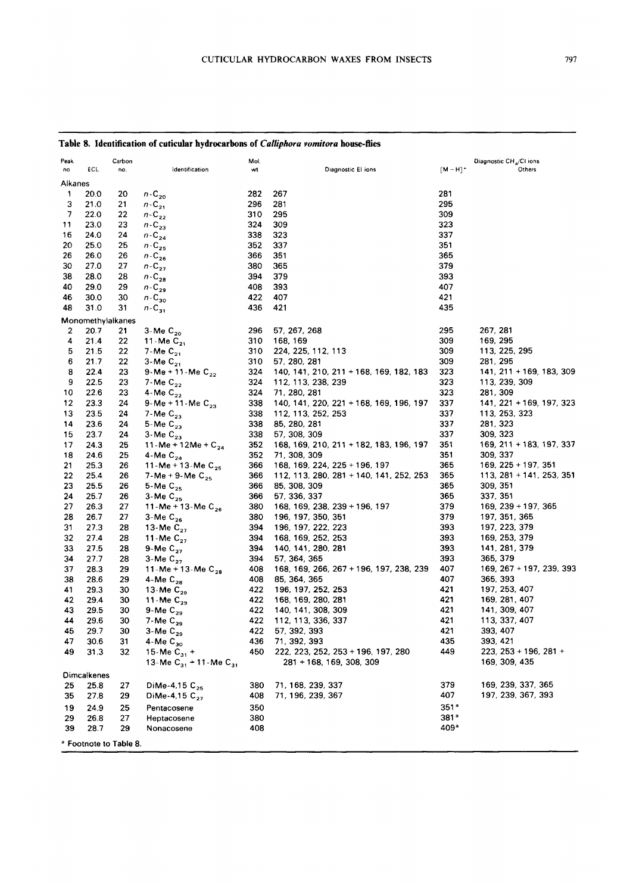**Table 8. Identification of cuticular hydrocarbons of *Calliphora vomitora* house-flies**

| Peak no | ECL | Carbon no. | Identification | Mol. wt | Diagnostic EI ions | Diagnostic $CH_4$/CI ions $[M-H]^+$ | Others |
|---|---|---|---|---|---|---|---|
| Alkanes | | | | | | | |
| 1 | 20.0 | 20 | $n$-$C_{20}$ | 282 | 267 | 281 | |
| 3 | 21.0 | 21 | $n$-$C_{21}$ | 296 | 281 | 295 | |
| 7 | 22.0 | 22 | $n$-$C_{22}$ | 310 | 295 | 309 | |
| 11 | 23.0 | 23 | $n$-$C_{23}$ | 324 | 309 | 323 | |
| 16 | 24.0 | 24 | $n$-$C_{24}$ | 338 | 323 | 337 | |
| 20 | 25.0 | 25 | $n$-$C_{25}$ | 352 | 337 | 351 | |
| 26 | 26.0 | 26 | $n$-$C_{26}$ | 366 | 351 | 365 | |
| 30 | 27.0 | 27 | $n$-$C_{27}$ | 380 | 365 | 379 | |
| 38 | 28.0 | 28 | $n$-$C_{28}$ | 394 | 379 | 393 | |
| 40 | 29.0 | 29 | $n$-$C_{29}$ | 408 | 393 | 407 | |
| 46 | 30.0 | 30 | $n$-$C_{30}$ | 422 | 407 | 421 | |
| 48 | 31.0 | 31 | $n$-$C_{31}$ | 436 | 421 | 435 | |
| Monomethylalkanes | | | | | | | |
| 2 | 20.7 | 21 | 3-Me $C_{20}$ | 296 | 57, 267, 268 | 295 | 267, 281 |
| 4 | 21.4 | 22 | 11-Me $C_{21}$ | 310 | 168, 169 | 309 | 169, 295 |
| 5 | 21.5 | 22 | 7-Me $C_{21}$ | 310 | 224, 225, 112, 113 | 309 | 113, 225, 295 |
| 6 | 21.7 | 22 | 3-Me $C_{21}$ | 310 | 57, 280, 281 | 309 | 281, 295 |
| 8 | 22.4 | 23 | 9-Me + 11-Me $C_{22}$ | 324 | 140, 141, 210, 211 + 168, 169, 182, 183 | 323 | 141, 211 + 169, 183, 309 |
| 9 | 22.5 | 23 | 7-Me $C_{22}$ | 324 | 112, 113, 238, 239 | 323 | 113, 239, 309 |
| 10 | 22.6 | 23 | 4-Me $C_{22}$ | 324 | 71, 280, 281 | 323 | 281, 309 |
| 12 | 23.3 | 24 | 9-Me + 11-Me $C_{23}$ | 338 | 140, 141, 220, 221 + 168, 169, 196, 197 | 337 | 141, 221 + 169, 197, 323 |
| 13 | 23.5 | 24 | 7-Me $C_{23}$ | 338 | 112, 113, 252, 253 | 337 | 113, 253, 323 |
| 14 | 23.6 | 24 | 5-Me $C_{23}$ | 338 | 85, 280, 281 | 337 | 281, 323 |
| 15 | 23.7 | 24 | 3-Me $C_{23}$ | 338 | 57, 308, 309 | 337 | 309, 323 |
| 17 | 24.3 | 25 | 11-Me + 12Me + $C_{24}$ | 352 | 168, 169, 210, 211 + 182, 183, 196, 197 | 351 | 169, 211 + 183, 197, 337 |
| 18 | 24.6 | 25 | 4-Me $C_{24}$ | 352 | 71, 308, 309 | 351 | 309, 337 |
| 21 | 25.3 | 26 | 11-Me + 13-Me $C_{25}$ | 366 | 168, 169, 224, 225 + 196, 197 | 365 | 169, 225 + 197, 351 |
| 22 | 25.4 | 26 | 7-Me + 9-Me $C_{25}$ | 366 | 112, 113, 280, 281 + 140, 141, 252, 253 | 365 | 113, 281 + 141, 253, 351 |
| 23 | 25.5 | 26 | 5-Me $C_{25}$ | 366 | 85, 308, 309 | 365 | 309, 351 |
| 24 | 25.7 | 26 | 3-Me $C_{25}$ | 366 | 57, 336, 337 | 365 | 337, 351 |
| 27 | 26.3 | 27 | 11-Me + 13-Me $C_{26}$ | 380 | 168, 169, 238, 239 + 196, 197 | 379 | 169, 239 + 197, 365 |
| 28 | 26.7 | 27 | 3-Me $C_{26}$ | 380 | 196, 197, 350, 351 | 379 | 197, 351, 365 |
| 31 | 27.3 | 28 | 13-Me $C_{27}$ | 394 | 196, 197, 222, 223 | 393 | 197, 223, 379 |
| 32 | 27.4 | 28 | 11-Me $C_{27}$ | 394 | 168, 169, 252, 253 | 393 | 169, 253, 379 |
| 33 | 27.5 | 28 | 9-Me $C_{27}$ | 394 | 140, 141, 280, 281 | 393 | 141, 281, 379 |
| 34 | 27.7 | 28 | 3-Me $C_{27}$ | 394 | 57, 364, 365 | 393 | 365, 379 |
| 37 | 28.3 | 29 | 11-Me + 13-Me $C_{28}$ | 408 | 168, 169, 266, 267 + 196, 197, 238, 239 | 407 | 169, 267 + 197, 239, 393 |
| 38 | 28.6 | 29 | 4-Me $C_{28}$ | 408 | 85, 364, 365 | 407 | 365, 393 |
| 41 | 29.3 | 30 | 13-Me $C_{29}$ | 422 | 196, 197, 252, 253 | 421 | 197, 253, 407 |
| 42 | 29.4 | 30 | 11-Me $C_{29}$ | 422 | 168, 169, 280, 281 | 421 | 169, 281, 407 |
| 43 | 29.5 | 30 | 9-Me $C_{29}$ | 422 | 140, 141, 308, 309 | 421 | 141, 309, 407 |
| 44 | 29.6 | 30 | 7-Me $C_{29}$ | 422 | 112, 113, 336, 337 | 421 | 113, 337, 407 |
| 45 | 29.7 | 30 | 3-Me $C_{29}$ | 422 | 57, 392, 393 | 421 | 393, 407 |
| 47 | 30.6 | 31 | 4-Me $C_{30}$ | 436 | 71, 392, 393 | 435 | 393, 421 |
| 49 | 31.3 | 32 | 15-Me $C_{31}$ + 13-Me $C_{31}$ + 11-Me $C_{31}$ | 450 | 222, 223, 252, 253 + 196, 197, 280 281 + 168, 169, 308, 309 | 449 | 223, 253 + 196, 281 + 169, 309, 435 |
| Dimcalkenes | | | | | | | |
| 25 | 25.8 | 27 | DiMe-4,15 $C_{25}$ | 380 | 71, 168, 239, 337 | 379 | 169, 239, 337, 365 |
| 35 | 27.8 | 29 | DiMe-4,15 $C_{27}$ | 408 | 71, 196, 239, 367 | 407 | 197, 239, 367, 393 |
| 19 | 24.9 | 25 | Pentacosene | 350 | | 351[a] | |
| 29 | 26.8 | 27 | Heptacosene | 380 | | 381[a] | |
| 39 | 28.7 | 29 | Nonacosene | 408 | | 409[a] | |

[a] Footnote to Table 8.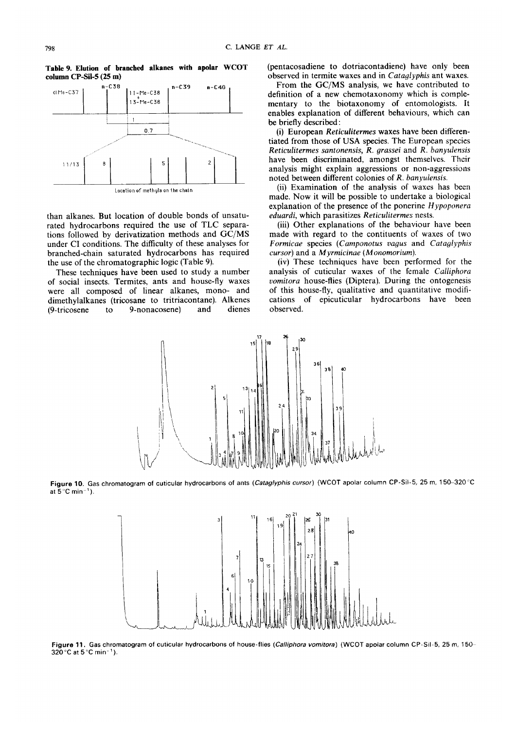**Table 9. Elution of branched alkanes with apolar WCOT column CP-Sil-5 (25 m)**

than alkanes. But location of double bonds of unsaturated hydrocarbons required the use of TLC separations followed by derivatization methods and GC/MS under CI conditions. The difficulty of these analyses for branched-chain saturated hydrocarbons has required the use of the chromatographic logic (Table 9).

These techniques have been used to study a number of social insects. Termites, ants and house-fly waxes were all composed of linear alkanes, mono- and dimethylalkanes (tricosane to tritriacontane). Alkenes (9-tricosene to 9-nonacosene) and dienes (pentacosadiene to dotriacontadiene) have only been observed in termite waxes and in *Cataglyphis* ant waxes.

From the GC/MS analysis, we have contributed to definition of a new chemotaxonomy which is complementary to the biotaxonomy of entomologists. It enables explanation of different behaviours, which can be briefly described:

(i) European *Reticulitermes* waxes have been differentiated from those of USA species. The European species *Reticulitermes santonensis*, *R. grassei* and *R. banyulensis* have been discriminated, amongst themselves. Their analysis might explain aggressions or non-aggressions noted between different colonies of *R. banyulensis*.

(ii) Examination of the analysis of waxes has been made. Now it will be possible to undertake a biological explanation of the presence of the ponerine *Hypoponera eduardi*, which parasitizes *Reticulitermes* nests.

(iii) Other explanations of the behaviour have been made with regard to the contituents of waxes of two *Formicae* species (*Camponotus vagus* and *Cataglyphis cursor*) and a *Myrmicinae* (*Monomorium*).

(iv) These techniques have been performed for the analysis of cuticular waxes of the female *Calliphora vomitora* house-flies (Diptera). During the ontogenesis of this house-fly, qualitative and quantitative modifications of epicuticular hydrocarbons have been observed.

**Figure 10.** Gas chromatogram of cuticular hydrocarbons of ants (*Cataglyphis cursor*) (WCOT apolar column CP-Sil-5, 25 m, 150–320 °C at 5 °C min$^{-1}$).

**Figure 11.** Gas chromatogram of cuticular hydrocarbons of house-flies (*Calliphora vomitora*) (WCOT apolar column CP-Sil-5, 25 m, 150–320 °C at 5 °C min$^{-1}$).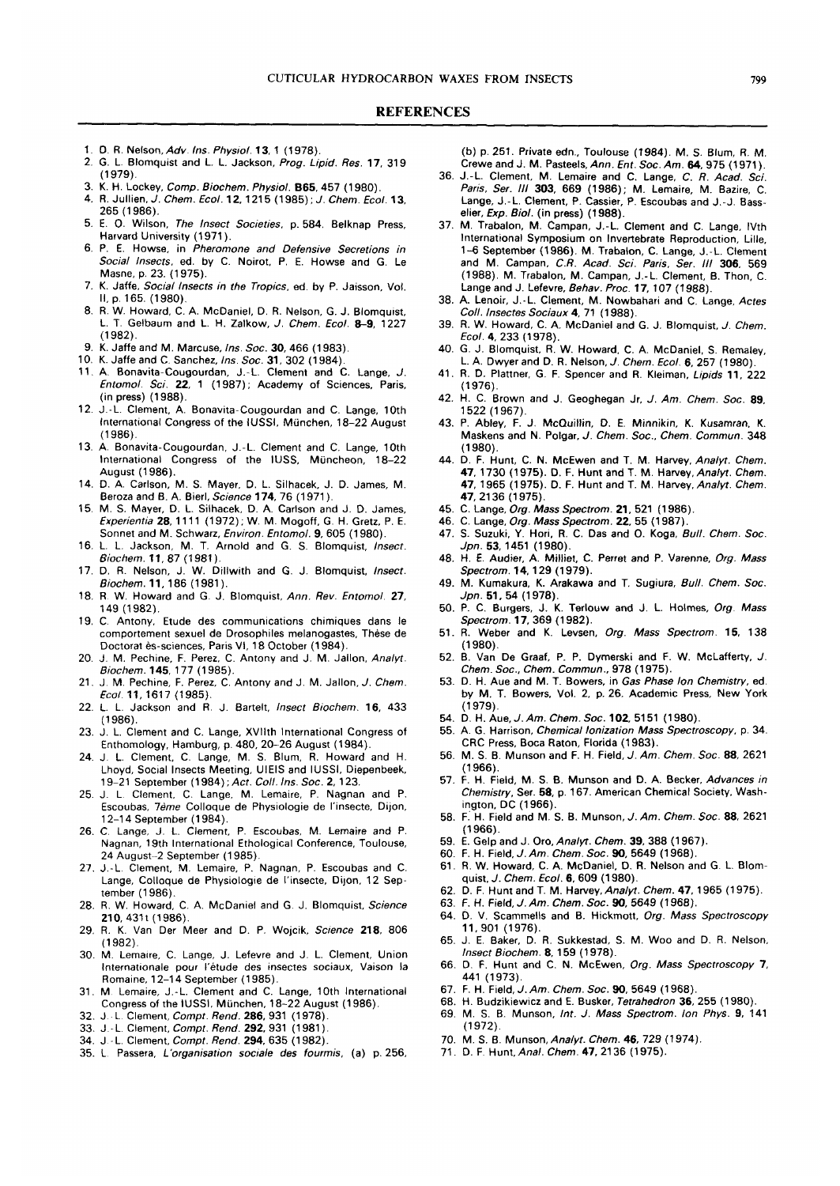## REFERENCES

1. D. R. Nelson, *Adv. Ins. Physiol.* **13**, 1 (1978).
2. G. L. Blomquist and L. L. Jackson, *Prog. Lipid. Res.* **17**, 319 (1979).
3. K. H. Lockey, *Comp. Biochem. Physiol.* **B65**, 457 (1980).
4. R. Jullien, *J. Chem. Ecol.* **12**, 1215 (1985); *J. Chem. Ecol.* **13**, 265 (1986).
5. E. O. Wilson, *The Insect Societies*, p. 584. Belknap Press, Harvard University (1971).
6. P. E. Howse, in *Pheromone and Defensive Secretions in Social Insects*, ed. by C. Noirot, P. E. Howse and G. Le Masne, p. 23. (1975).
7. K. Jaffe, *Social Insects in the Tropics*, ed. by P. Jaisson, Vol. II, p. 165. (1980).
8. R. W. Howard, C. A. McDaniel, D. R. Nelson, G. J. Blomquist, L. T. Gelbaum and L. H. Zalkow, *J. Chem. Ecol.* **8–9**, 1227 (1982).
9. K. Jaffe and M. Marcuse, *Ins. Soc.* **30**, 466 (1983).
10. K. Jaffe and C. Sanchez, *Ins. Soc.* **31**, 302 (1984).
11. A. Bonavita-Cougourdan, J.-L. Clement and C. Lange, *J. Entomol. Sci.* **22**, 1 (1987); Academy of Sciences, Paris, (in press) (1988).
12. J.-L. Clement, A. Bonavita-Cougourdan and C. Lange, 10th International Congress of the IUSSI, München, 18–22 August (1986).
13. A. Bonavita-Cougourdan, J.-L. Clement and C. Lange, 10th International Congress of the IUSS, Müncheon, 18–22 August (1986).
14. D. A. Carlson, M. S. Mayer, D. L. Silhacek, J. D. James, M. Beroza and B. A. Bierl, *Science* **174**, 76 (1971).
15. M. S. Mayer, D. L. Silhacek, D. A. Carlson and J. D. James, *Experientia* **28**, 1111 (1972); W. M. Mogoff, G. H. Gretz, P. E. Sonnet and M. Schwarz, *Environ. Entomol.* **9**, 605 (1980).
16. L. L. Jackson, M. T. Arnold and G. S. Blomquist, *Insect. Biochem.* **11**, 87 (1981).
17. D. R. Nelson, J. W. Dillwith and G. J. Blomquist, *Insect. Biochem.* **11**, 186 (1981).
18. R. W. Howard and G. J. Blomquist, *Ann. Rev. Entomol.* **27**, 149 (1982).
19. C. Antony, Etude des communications chimiques dans le comportement sexuel de Drosophiles melanogastes, Thèse de Doctorat ès-sciences, Paris VI, 18 October (1984).
20. J. M. Pechine, F. Perez, C. Antony and J. M. Jallon, *Analyt. Biochem.* **145**, 177 (1985).
21. J. M. Pechine, F. Perez, C. Antony and J. M. Jallon, *J. Chem. Ecol.* **11**, 1617 (1985).
22. L. L. Jackson and R. J. Bartelt, *Insect Biochem.* **16**, 433 (1986).
23. J. L. Clement and C. Lange, XVIIth International Congress of Enthomology, Hamburg, p. 480, 20–26 August (1984).
24. J. L. Clement, C. Lange, M. S. Blum, R. Howard and H. Lhoyd, Social Insects Meeting, UIEIS and IUSSI, Diepenbeek, 19–21 September (1984); *Act. Coll. Ins. Soc.* **2**, 123.
25. J. L. Clement, C. Lange, M. Lemaire, P. Nagnan and P. Escoubas, 7ème Colloque de Physiologie de l'insecte, Dijon, 12–14 September (1984).
26. C. Lange, J. L. Clement, P. Escoubas, M. Lemaire and P. Nagnan, 19th International Ethological Conference, Toulouse, 24 August–2 September (1985).
27. J.-L. Clement, M. Lemaire, P. Nagnan, P. Escoubas and C. Lange, Colloque de Physiologie de l'insecte, Dijon, 12 September (1986).
28. R. W. Howard, C. A. McDaniel and G. J. Blomquist, *Science* **210**, 431t (1986).
29. R. K. Van Der Meer and D. P. Wojcik, *Science* **218**, 806 (1982).
30. M. Lemaire, C. Lange, J. Lefevre and J. L. Clement, Union Internationale pour l'étude des insectes sociaux, Vaison la Romaine, 12–14 September (1985).
31. M. Lemaire, J.-L. Clement and C. Lange, 10th International Congress of the IUSSI, München, 18–22 August (1986).
32. J.-L. Clement, *Compt. Rend.* **286**, 931 (1978).
33. J.-L. Clement, *Compt. Rend.* **292**, 931 (1981).
34. J.-L. Clement, *Compt. Rend.* **294**, 635 (1982).
35. L. Passera, *L'organisation sociale des fourmis*, (a) p. 256, (b) p. 251. Private edn., Toulouse (1984). M. S. Blum, R. M. Crewe and J. M. Pasteels, *Ann. Ent. Soc. Am.* **64**, 975 (1971).
36. J.-L. Clement, M. Lemaire and C. Lange, *C. R. Acad. Sci. Paris, Ser. III* **303**, 669 (1986); M. Lemaire, M. Bazire, C. Lange, J.-L. Clement, P. Cassier, P. Escoubas and J.-J. Basselier, *Exp. Biol.* (in press) (1988).
37. M. Trabalon, M. Campan, J.-L. Clement and C. Lange, IVth International Symposium on Invertebrate Reproduction, Lille, 1–6 September (1986). M. Trabalon, C. Lange, J.-L. Clement and M. Campan, *C.R. Acad. Sci. Paris, Ser. III* **306**, 569 (1988). M. Trabalon, M. Campan, J.-L. Clement, B. Thon, C. Lange and J. Lefevre, *Behav. Proc.* **17**, 107 (1988).
38. A. Lenoir, J.-L. Clement, M. Nowbahari and C. Lange, *Actes Coll. Insectes Sociaux* **4**, 71 (1988).
39. R. W. Howard, C. A. McDaniel and G. J. Blomquist, *J. Chem. Ecol.* **4**, 233 (1978).
40. G. J. Blomquist, R. W. Howard, C. A. McDaniel, S. Remaley, L. A. Dwyer and D. R. Nelson, *J. Chem. Ecol.* **6**, 257 (1980).
41. R. D. Plattner, G. F. Spencer and R. Kleiman, *Lipids* **11**, 222 (1976).
42. H. C. Brown and J. Geoghegan Jr, *J. Am. Chem. Soc.* **89**, 1522 (1967).
43. P. Abley, F. J. McQuillin, D. E. Minnikin, K. Kusamran, K. Maskens and N. Polgar, *J. Chem. Soc., Chem. Commun.* 348 (1980).
44. D. F. Hunt, C. N. McEwen and T. M. Harvey, *Analyt. Chem.* **47**, 1730 (1975). D. F. Hunt and T. M. Harvey, *Analyt. Chem.* **47**, 1965 (1975). D. F. Hunt and T. M. Harvey, *Analyt. Chem.* **47**, 2136 (1975).
45. C. Lange, *Org. Mass Spectrom.* **21**, 521 (1986).
46. C. Lange, *Org. Mass Spectrom.* **22**, 55 (1987).
47. S. Suzuki, Y. Hori, R. C. Das and O. Koga, *Bull. Chem. Soc. Jpn.* **53**, 1451 (1980).
48. H. E. Audier, A. Milliet, C. Perret and P. Varenne, *Org. Mass Spectrom.* **14**, 129 (1979).
49. M. Kumakura, K. Arakawa and T. Sugiura, *Bull. Chem. Soc. Jpn.* **51**, 54 (1978).
50. P. C. Burgers, J. K. Terlouw and J. L. Holmes, *Org. Mass Spectrom.* **17**, 369 (1982).
51. R. Weber and K. Levsen, *Org. Mass Spectrom.* **15**, 138 (1980).
52. B. Van De Graaf, P. P. Dymerski and F. W. McLafferty, *J. Chem. Soc., Chem. Commun.*, 978 (1975).
53. D. H. Aue and M. T. Bowers, in *Gas Phase Ion Chemistry*, ed. by M. T. Bowers, Vol. 2, p. 26. Academic Press, New York (1979).
54. D. H. Aue, *J. Am. Chem. Soc.* **102**, 5151 (1980).
55. A. G. Harrison, *Chemical Ionization Mass Spectroscopy*, p. 34. CRC Press, Boca Raton, Florida (1983).
56. M. S. B. Munson and F. H. Field, *J. Am. Chem. Soc.* **88**, 2621 (1966).
57. F. H. Field, M. S. B. Munson and D. A. Becker, *Advances in Chemistry*, Ser. **58**, p. 167. American Chemical Society, Washington, DC (1966).
58. F. H. Field and M. S. B. Munson, *J. Am. Chem. Soc.* **88**, 2621 (1966).
59. E. Gelp and J. Oro, *Analyt. Chem.* **39**, 388 (1967).
60. F. H. Field, *J. Am. Chem. Soc.* **90**, 5649 (1968).
61. R. W. Howard, C. A. McDaniel, D. R. Nelson and G. L. Blomquist, *J. Chem. Ecol.* **6**, 609 (1980).
62. D. F. Hunt and T. M. Harvey, *Analyt. Chem.* **47**, 1965 (1975).
63. F. H. Field, *J. Am. Chem. Soc.* **90**, 5649 (1968).
64. D. V. Scammells and B. Hickmott, *Org. Mass Spectroscopy* **11**, 901 (1976).
65. J. E. Baker, D. R. Sukkestad, S. M. Woo and D. R. Nelson, *Insect Biochem.* **8**, 159 (1978).
66. D. F. Hunt and C. N. McEwen, *Org. Mass Spectroscopy* **7**, 441 (1973).
67. F. H. Field, *J. Am. Chem. Soc.* **90**, 5649 (1968).
68. H. Budzikiewicz and E. Busker, *Tetrahedron* **36**, 255 (1980).
69. M. S. B. Munson, *Int. J. Mass Spectrom. Ion Phys.* **9**, 141 (1972).
70. M. S. B. Munson, *Analyt. Chem.* **46**, 729 (1974).
71. D. F. Hunt, *Anal. Chem.* **47**, 2136 (1975).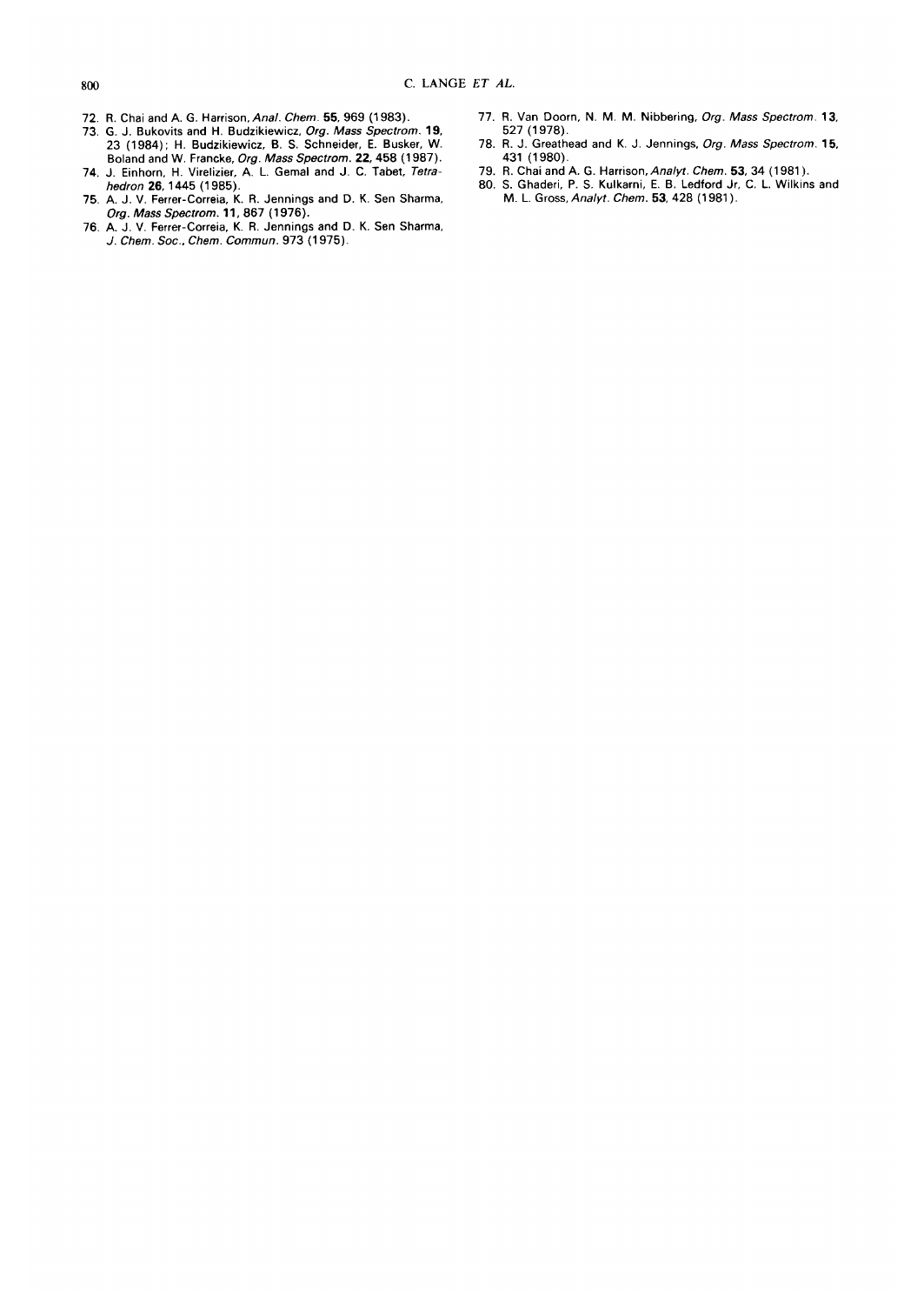72. R. Chai and A. G. Harrison, *Anal. Chem.* **55**, 969 (1983).
73. G. J. Bukovits and H. Budzikiewicz, *Org. Mass Spectrom.* **19**, 23 (1984); H. Budzikiewicz, B. S. Schneider, E. Busker, W. Boland and W. Francke, *Org. Mass Spectrom.* **22**, 458 (1987).
74. J. Einhorn, H. Virelizier, A. L. Gemal and J. C. Tabet, *Tetrahedron* **26**, 1445 (1985).
75. A. J. V. Ferrer-Correia, K. R. Jennings and D. K. Sen Sharma, *Org. Mass Spectrom.* **11**, 867 (1976).
76. A. J. V. Ferrer-Correia, K. R. Jennings and D. K. Sen Sharma, *J. Chem. Soc., Chem. Commun.* 973 (1975).
77. R. Van Doorn, N. M. M. Nibbering, *Org. Mass Spectrom.* **13**, 527 (1978).
78. R. J. Greathead and K. J. Jennings, *Org. Mass Spectrom.* **15**, 431 (1980).
79. R. Chai and A. G. Harrison, *Analyt. Chem.* **53**, 34 (1981).
80. S. Ghaderi, P. S. Kulkarni, E. B. Ledford Jr, C. L. Wilkins and M. L. Gross, *Analyt. Chem.* **53**, 428 (1981).